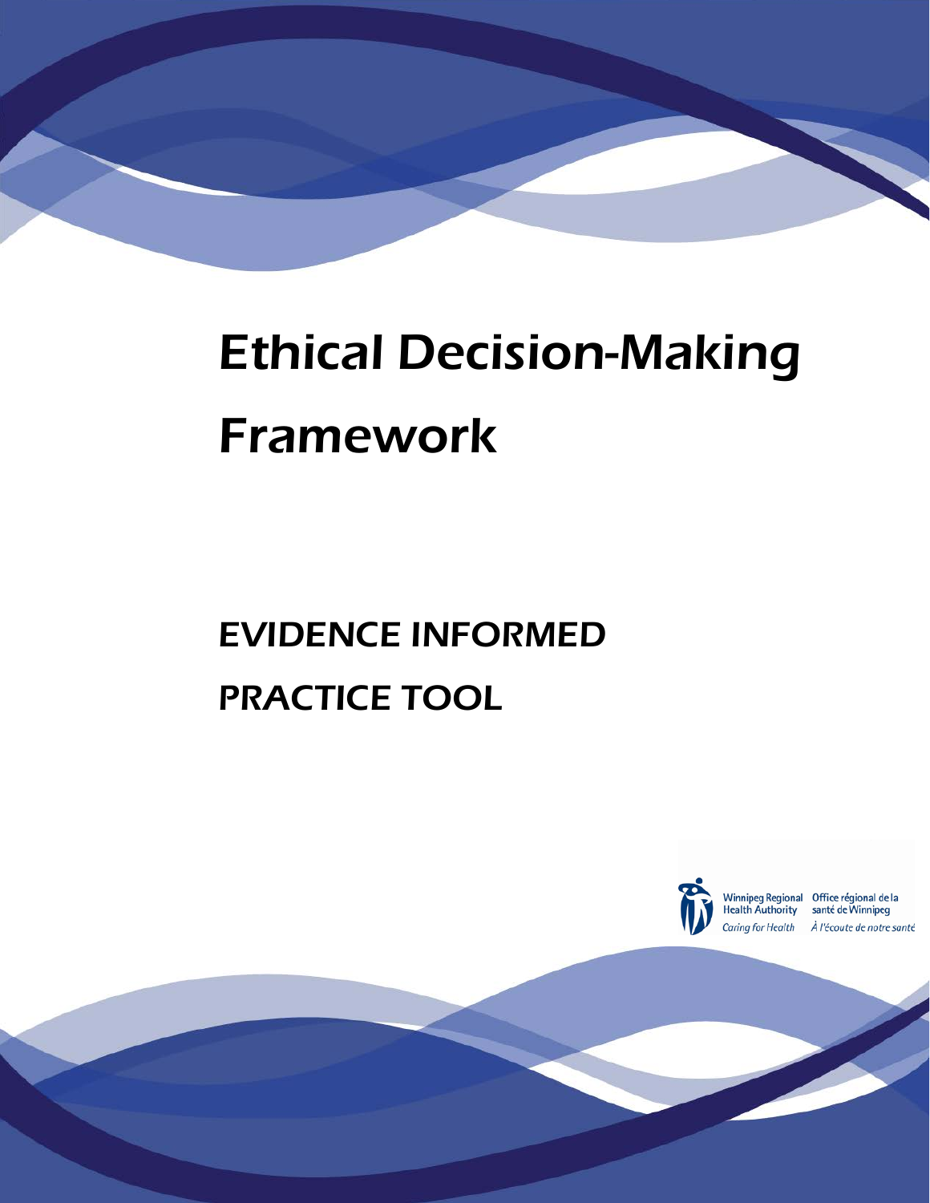# Ethical Decision-Making Framework

## EVIDENCE INFORMED PRACTICE TOOL

Winnipeg Regional Health Authority
Caring for Health

Office régional de la santé de Winnipeg
À l'écoute de notre santé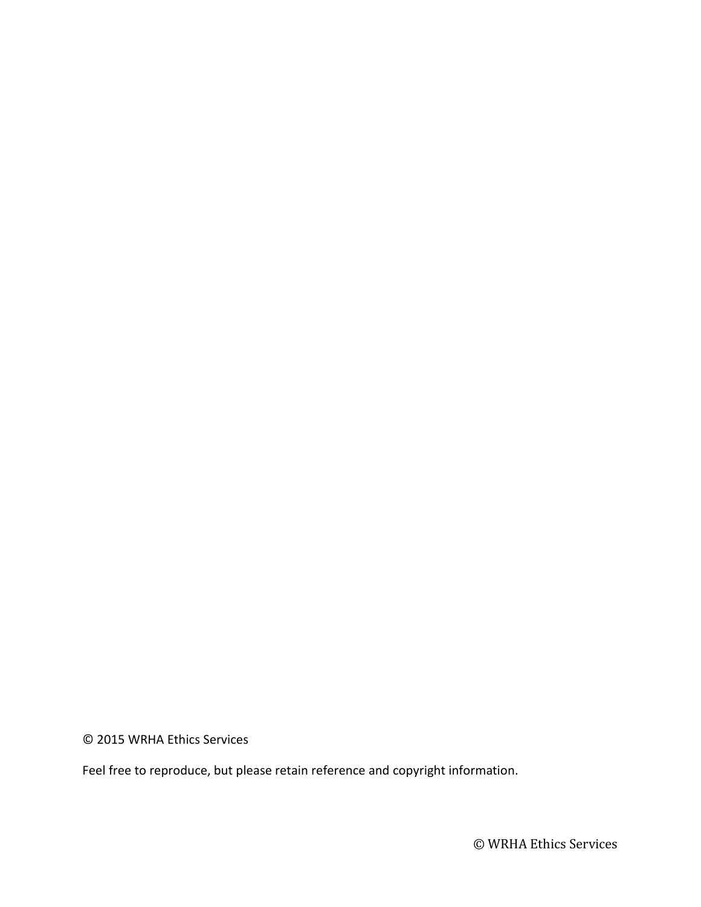© 2015 WRHA Ethics Services

Feel free to reproduce, but please retain reference and copyright information.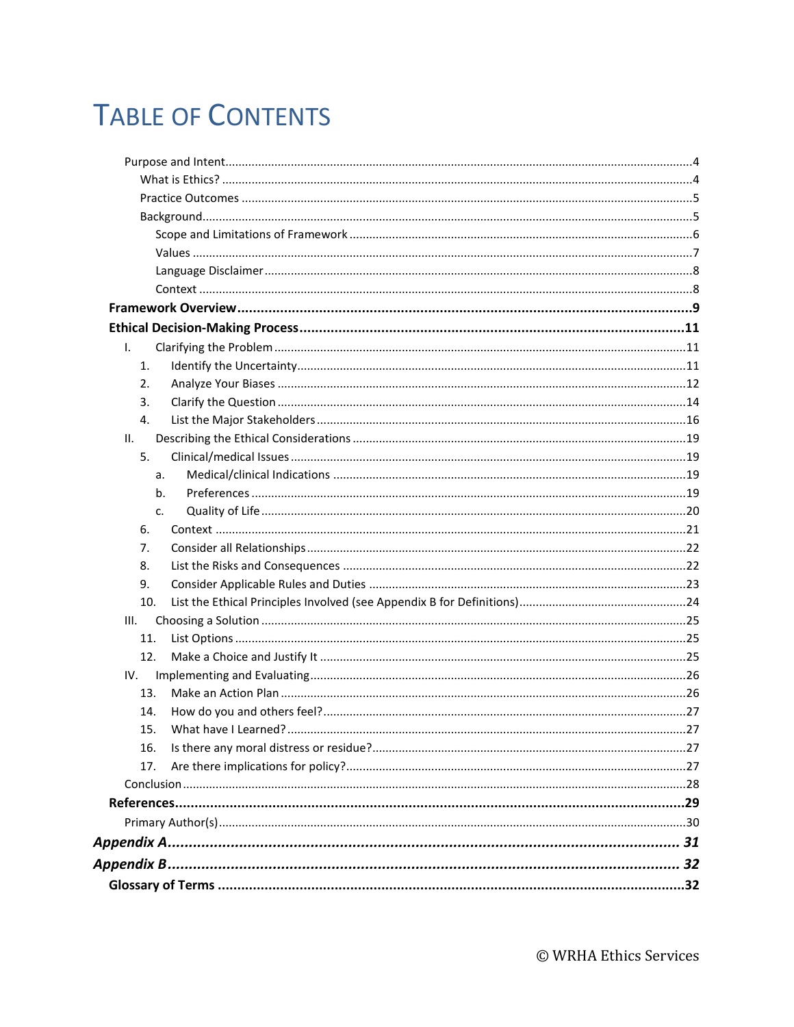# TABLE OF CONTENTS

- Purpose and Intent .....4
  - What is Ethics? .....4
  - Practice Outcomes .....5
  - Background .....5
    - Scope and Limitations of Framework .....6
    - Values .....7
    - Language Disclaimer .....8
    - Context .....8
- **Framework Overview .....9**
- **Ethical Decision-Making Process .....11**
  - I. Clarifying the Problem .....11
    - 1. Identify the Uncertainty .....11
    - 2. Analyze Your Biases .....12
    - 3. Clarify the Question .....14
    - 4. List the Major Stakeholders .....16
  - II. Describing the Ethical Considerations .....19
    - 5. Clinical/medical Issues .....19
      - a. Medical/clinical Indications .....19
      - b. Preferences .....19
      - c. Quality of Life .....20
    - 6. Context .....21
    - 7. Consider all Relationships .....22
    - 8. List the Risks and Consequences .....22
    - 9. Consider Applicable Rules and Duties .....23
    - 10. List the Ethical Principles Involved (see Appendix B for Definitions) .....24
  - III. Choosing a Solution .....25
    - 11. List Options .....25
    - 12. Make a Choice and Justify It .....25
  - IV. Implementing and Evaluating .....26
    - 13. Make an Action Plan .....26
    - 14. How do you and others feel? .....27
    - 15. What have I Learned? .....27
    - 16. Is there any moral distress or residue? .....27
    - 17. Are there implications for policy? .....27
  - Conclusion .....28
- **References .....29**
  - Primary Author(s) .....30
- ***Appendix A ..... 31***
- ***Appendix B ..... 32***
- **Glossary of Terms .....32**

© WRHA Ethics Services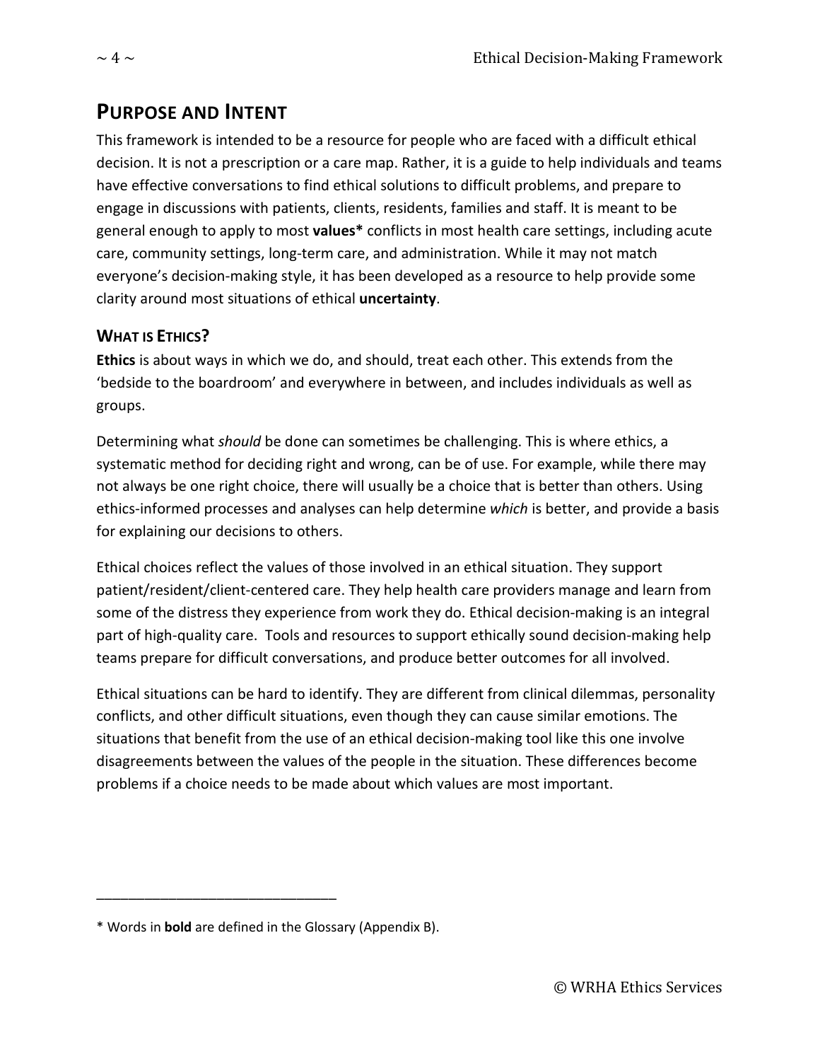# PURPOSE AND INTENT

This framework is intended to be a resource for people who are faced with a difficult ethical decision. It is not a prescription or a care map. Rather, it is a guide to help individuals and teams have effective conversations to find ethical solutions to difficult problems, and prepare to engage in discussions with patients, clients, residents, families and staff. It is meant to be general enough to apply to most **values*** conflicts in most health care settings, including acute care, community settings, long-term care, and administration. While it may not match everyone's decision-making style, it has been developed as a resource to help provide some clarity around most situations of ethical **uncertainty**.

## WHAT IS ETHICS?

**Ethics** is about ways in which we do, and should, treat each other. This extends from the 'bedside to the boardroom' and everywhere in between, and includes individuals as well as groups.

Determining what *should* be done can sometimes be challenging. This is where ethics, a systematic method for deciding right and wrong, can be of use. For example, while there may not always be one right choice, there will usually be a choice that is better than others. Using ethics-informed processes and analyses can help determine *which* is better, and provide a basis for explaining our decisions to others.

Ethical choices reflect the values of those involved in an ethical situation. They support patient/resident/client-centered care. They help health care providers manage and learn from some of the distress they experience from work they do. Ethical decision-making is an integral part of high-quality care. Tools and resources to support ethically sound decision-making help teams prepare for difficult conversations, and produce better outcomes for all involved.

Ethical situations can be hard to identify. They are different from clinical dilemmas, personality conflicts, and other difficult situations, even though they can cause similar emotions. The situations that benefit from the use of an ethical decision-making tool like this one involve disagreements between the values of the people in the situation. These differences become problems if a choice needs to be made about which values are most important.

---

* Words in **bold** are defined in the Glossary (Appendix B).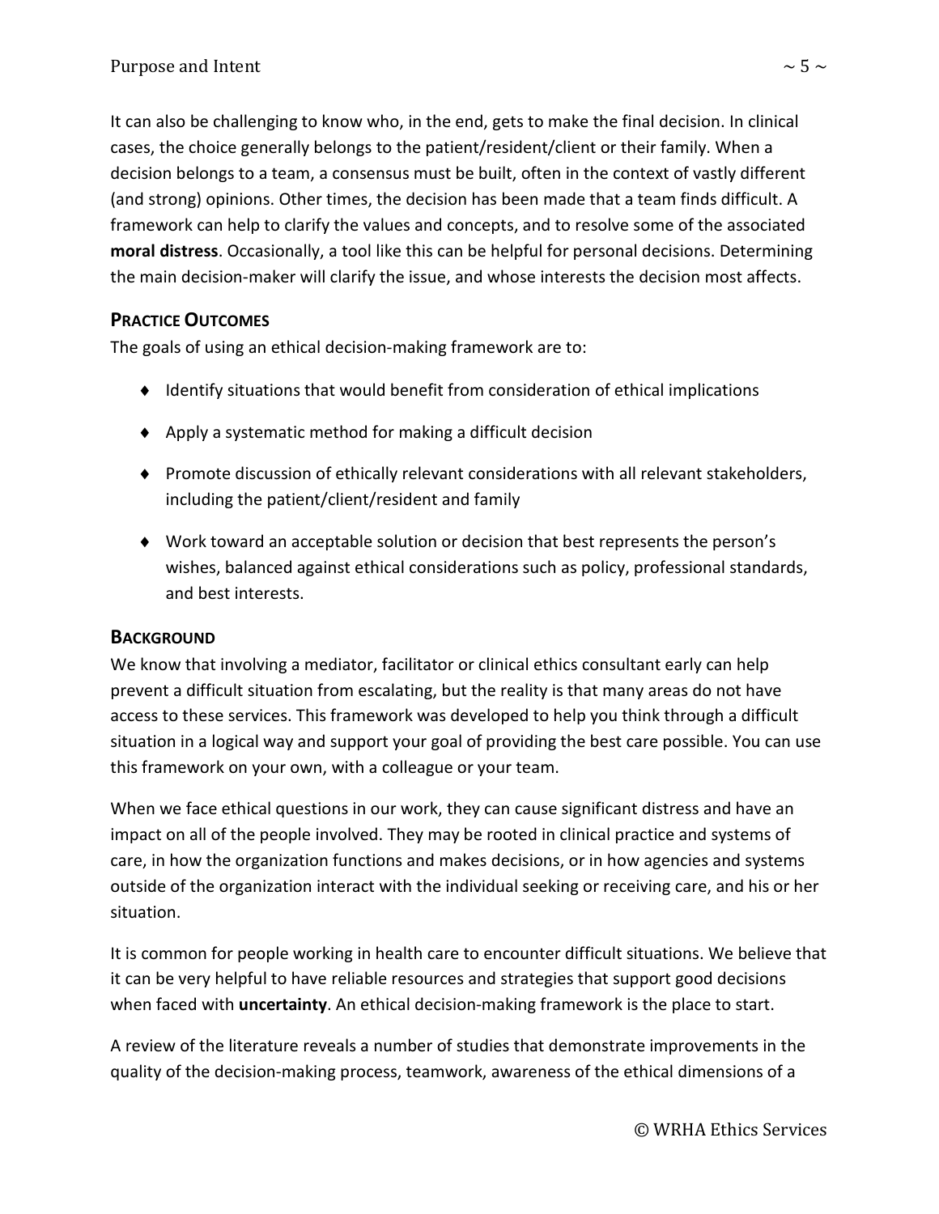It can also be challenging to know who, in the end, gets to make the final decision. In clinical cases, the choice generally belongs to the patient/resident/client or their family. When a decision belongs to a team, a consensus must be built, often in the context of vastly different (and strong) opinions. Other times, the decision has been made that a team finds difficult. A framework can help to clarify the values and concepts, and to resolve some of the associated **moral distress**. Occasionally, a tool like this can be helpful for personal decisions. Determining the main decision-maker will clarify the issue, and whose interests the decision most affects.

## Practice Outcomes

The goals of using an ethical decision-making framework are to:

- Identify situations that would benefit from consideration of ethical implications
- Apply a systematic method for making a difficult decision
- Promote discussion of ethically relevant considerations with all relevant stakeholders, including the patient/client/resident and family
- Work toward an acceptable solution or decision that best represents the person's wishes, balanced against ethical considerations such as policy, professional standards, and best interests.

## Background

We know that involving a mediator, facilitator or clinical ethics consultant early can help prevent a difficult situation from escalating, but the reality is that many areas do not have access to these services. This framework was developed to help you think through a difficult situation in a logical way and support your goal of providing the best care possible. You can use this framework on your own, with a colleague or your team.

When we face ethical questions in our work, they can cause significant distress and have an impact on all of the people involved. They may be rooted in clinical practice and systems of care, in how the organization functions and makes decisions, or in how agencies and systems outside of the organization interact with the individual seeking or receiving care, and his or her situation.

It is common for people working in health care to encounter difficult situations. We believe that it can be very helpful to have reliable resources and strategies that support good decisions when faced with **uncertainty**. An ethical decision-making framework is the place to start.

A review of the literature reveals a number of studies that demonstrate improvements in the quality of the decision-making process, teamwork, awareness of the ethical dimensions of a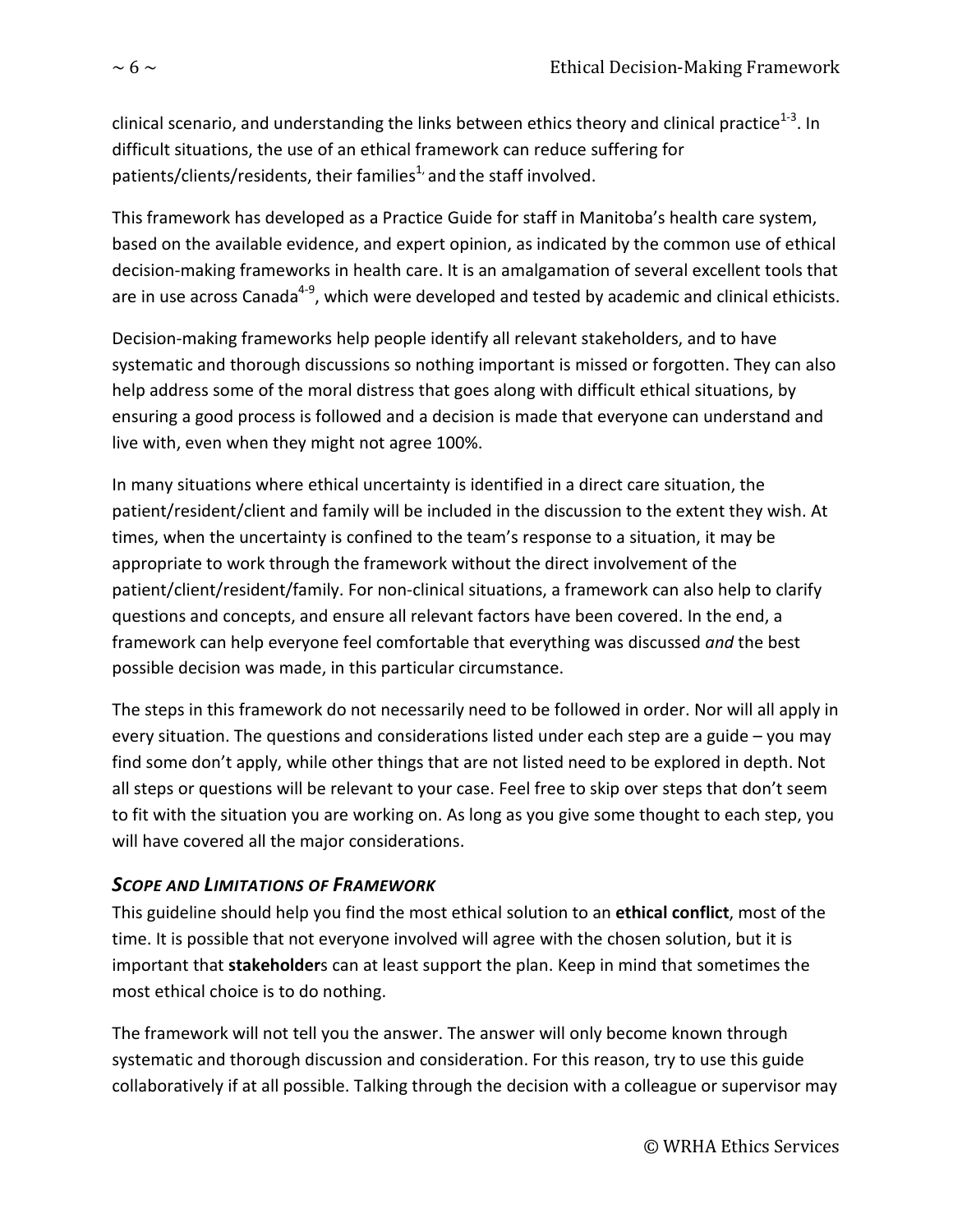clinical scenario, and understanding the links between ethics theory and clinical practice[1-3]. In difficult situations, the use of an ethical framework can reduce suffering for patients/clients/residents, their families[1,] and the staff involved.

This framework has developed as a Practice Guide for staff in Manitoba's health care system, based on the available evidence, and expert opinion, as indicated by the common use of ethical decision-making frameworks in health care. It is an amalgamation of several excellent tools that are in use across Canada[4-9], which were developed and tested by academic and clinical ethicists.

Decision-making frameworks help people identify all relevant stakeholders, and to have systematic and thorough discussions so nothing important is missed or forgotten. They can also help address some of the moral distress that goes along with difficult ethical situations, by ensuring a good process is followed and a decision is made that everyone can understand and live with, even when they might not agree 100%.

In many situations where ethical uncertainty is identified in a direct care situation, the patient/resident/client and family will be included in the discussion to the extent they wish. At times, when the uncertainty is confined to the team's response to a situation, it may be appropriate to work through the framework without the direct involvement of the patient/client/resident/family. For non-clinical situations, a framework can also help to clarify questions and concepts, and ensure all relevant factors have been covered. In the end, a framework can help everyone feel comfortable that everything was discussed *and* the best possible decision was made, in this particular circumstance.

The steps in this framework do not necessarily need to be followed in order. Nor will all apply in every situation. The questions and considerations listed under each step are a guide – you may find some don't apply, while other things that are not listed need to be explored in depth. Not all steps or questions will be relevant to your case. Feel free to skip over steps that don't seem to fit with the situation you are working on. As long as you give some thought to each step, you will have covered all the major considerations.

### *Scope and Limitations of Framework*

This guideline should help you find the most ethical solution to an **ethical conflict**, most of the time. It is possible that not everyone involved will agree with the chosen solution, but it is important that **stakeholder**s can at least support the plan. Keep in mind that sometimes the most ethical choice is to do nothing.

The framework will not tell you the answer. The answer will only become known through systematic and thorough discussion and consideration. For this reason, try to use this guide collaboratively if at all possible. Talking through the decision with a colleague or supervisor may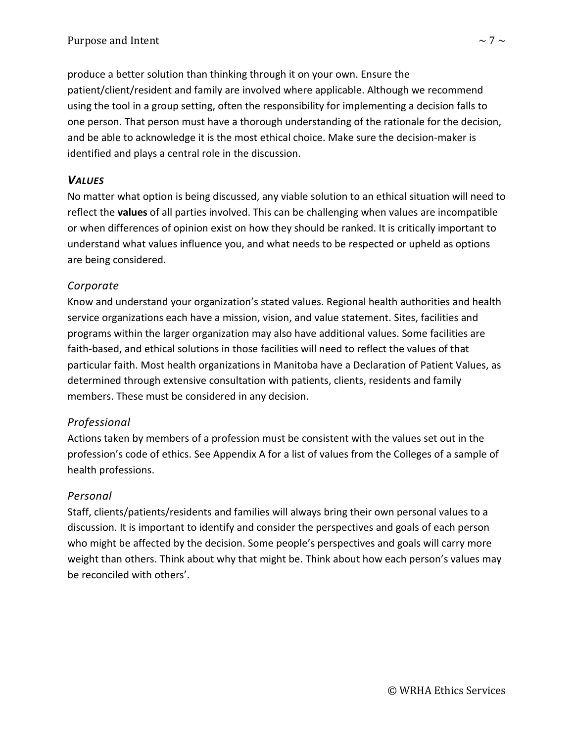produce a better solution than thinking through it on your own. Ensure the patient/client/resident and family are involved where applicable. Although we recommend using the tool in a group setting, often the responsibility for implementing a decision falls to one person. That person must have a thorough understanding of the rationale for the decision, and be able to acknowledge it is the most ethical choice. Make sure the decision-maker is identified and plays a central role in the discussion.

### *VALUES*

No matter what option is being discussed, any viable solution to an ethical situation will need to reflect the **values** of all parties involved. This can be challenging when values are incompatible or when differences of opinion exist on how they should be ranked. It is critically important to understand what values influence you, and what needs to be respected or upheld as options are being considered.

#### *Corporate*

Know and understand your organization's stated values. Regional health authorities and health service organizations each have a mission, vision, and value statement. Sites, facilities and programs within the larger organization may also have additional values. Some facilities are faith-based, and ethical solutions in those facilities will need to reflect the values of that particular faith. Most health organizations in Manitoba have a Declaration of Patient Values, as determined through extensive consultation with patients, clients, residents and family members. These must be considered in any decision.

#### *Professional*

Actions taken by members of a profession must be consistent with the values set out in the profession's code of ethics. See Appendix A for a list of values from the Colleges of a sample of health professions.

#### *Personal*

Staff, clients/patients/residents and families will always bring their own personal values to a discussion. It is important to identify and consider the perspectives and goals of each person who might be affected by the decision. Some people's perspectives and goals will carry more weight than others. Think about why that might be. Think about how each person's values may be reconciled with others'.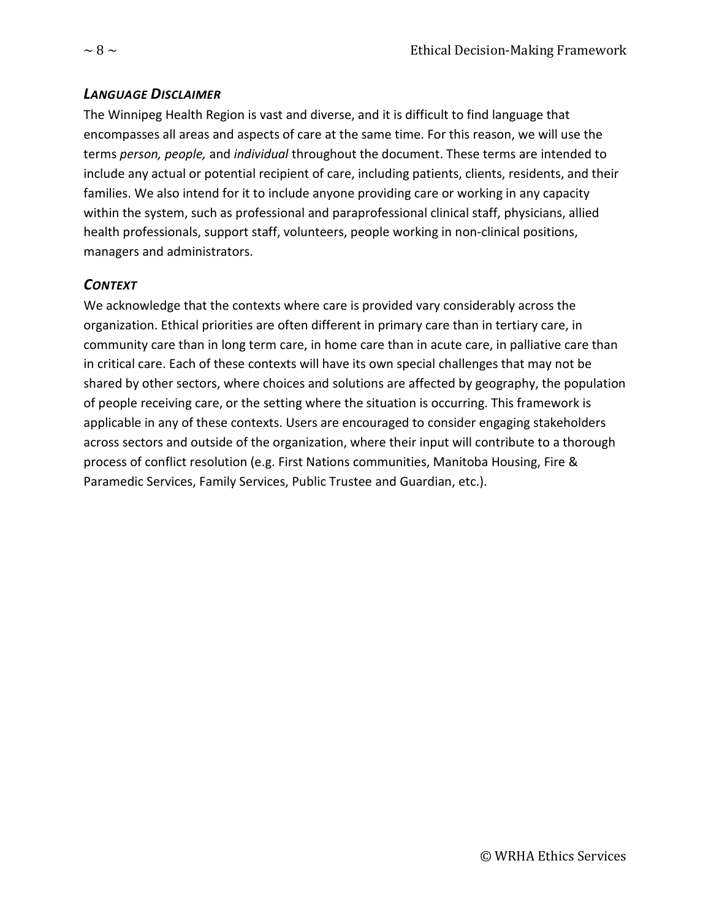### *Language Disclaimer*

The Winnipeg Health Region is vast and diverse, and it is difficult to find language that encompasses all areas and aspects of care at the same time. For this reason, we will use the terms *person, people,* and *individual* throughout the document. These terms are intended to include any actual or potential recipient of care, including patients, clients, residents, and their families. We also intend for it to include anyone providing care or working in any capacity within the system, such as professional and paraprofessional clinical staff, physicians, allied health professionals, support staff, volunteers, people working in non-clinical positions, managers and administrators.

### *Context*

We acknowledge that the contexts where care is provided vary considerably across the organization. Ethical priorities are often different in primary care than in tertiary care, in community care than in long term care, in home care than in acute care, in palliative care than in critical care. Each of these contexts will have its own special challenges that may not be shared by other sectors, where choices and solutions are affected by geography, the population of people receiving care, or the setting where the situation is occurring. This framework is applicable in any of these contexts. Users are encouraged to consider engaging stakeholders across sectors and outside of the organization, where their input will contribute to a thorough process of conflict resolution (e.g. First Nations communities, Manitoba Housing, Fire & Paramedic Services, Family Services, Public Trustee and Guardian, etc.).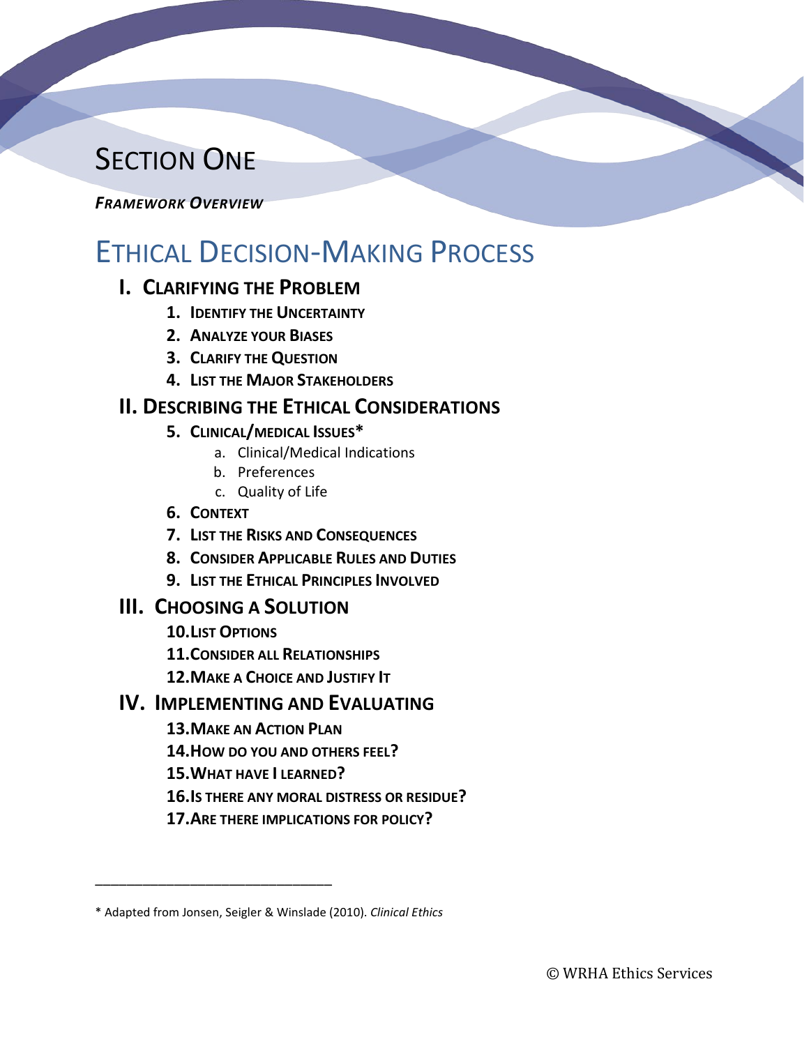# Section One

***Framework Overview***

## Ethical Decision-Making Process

### I. Clarifying the Problem

1. **Identify the Uncertainty**
2. **Analyze your Biases**
3. **Clarify the Question**
4. **List the Major Stakeholders**

### II. Describing the Ethical Considerations

5. **Clinical/medical Issues***
   a. Clinical/Medical Indications
   b. Preferences
   c. Quality of Life
6. **Context**
7. **List the Risks and Consequences**
8. **Consider Applicable Rules and Duties**
9. **List the Ethical Principles Involved**

### III. Choosing a Solution

10. **List Options**
11. **Consider all Relationships**
12. **Make a Choice and Justify It**

### IV. Implementing and Evaluating

13. **Make an Action Plan**
14. **How do you and others feel?**
15. **What have I learned?**
16. **Is there any moral distress or residue?**
17. **Are there implications for policy?**

---

* Adapted from Jonsen, Seigler & Winslade (2010). *Clinical Ethics*

© WRHA Ethics Services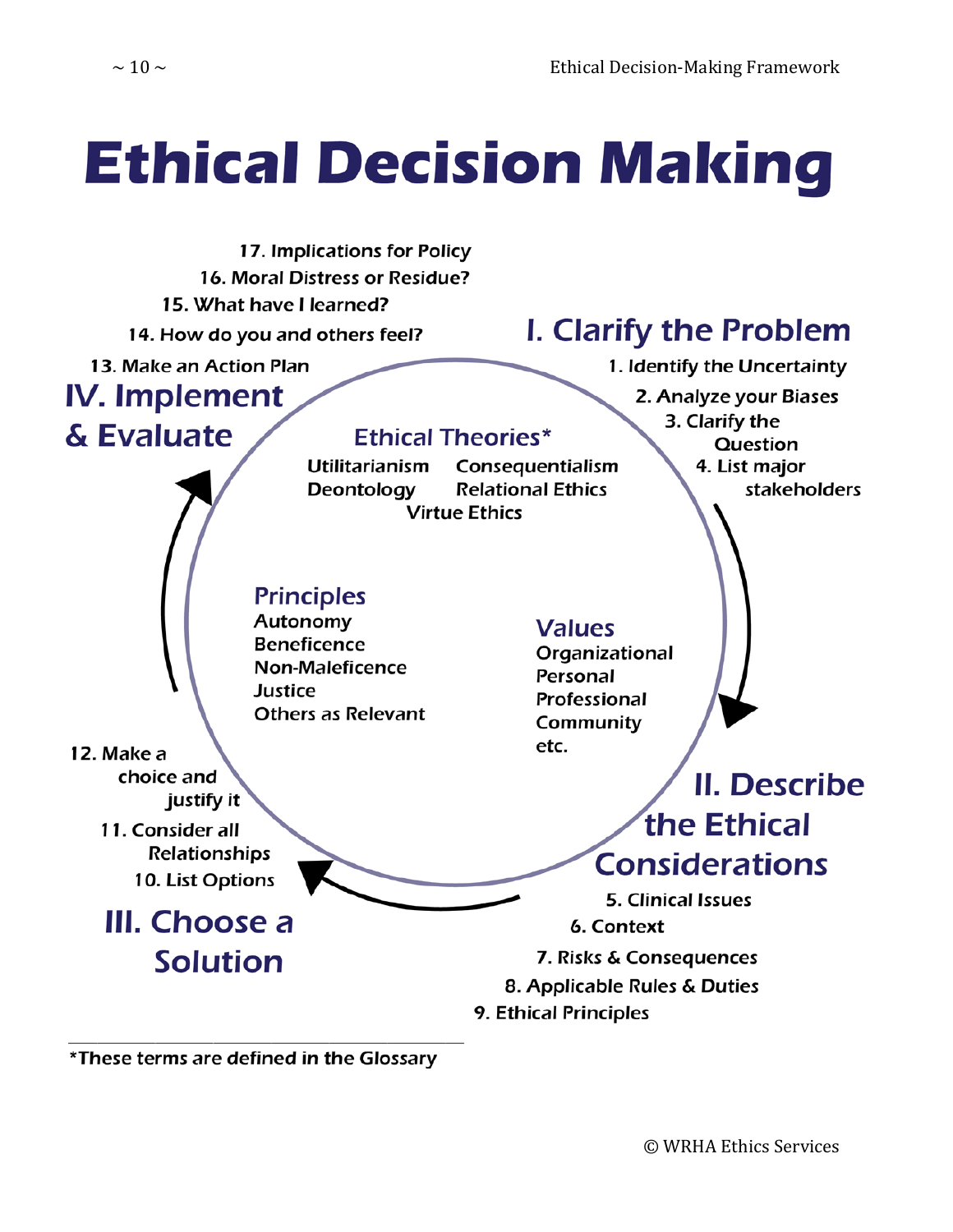# Ethical Decision Making

## I. Clarify the Problem

1. Identify the Uncertainty
2. Analyze your Biases
3. Clarify the Question
4. List major stakeholders

## II. Describe the Ethical Considerations

5. Clinical Issues
6. Context
7. Risks & Consequences
8. Applicable Rules & Duties
9. Ethical Principles

## III. Choose a Solution

10. List Options
11. Consider all Relationships
12. Make a choice and justify it

## IV. Implement & Evaluate

13. Make an Action Plan
14. How do you and others feel?
15. What have I learned?
16. Moral Distress or Residue?
17. Implications for Policy

### Ethical Theories*

Utilitarianism
Consequentialism
Deontology
Relational Ethics
Virtue Ethics

### Principles

Autonomy
Beneficence
Non-Maleficence
Justice
Others as Relevant

### Values

Organizational
Personal
Professional
Community
etc.

*These terms are defined in the Glossary

© WRHA Ethics Services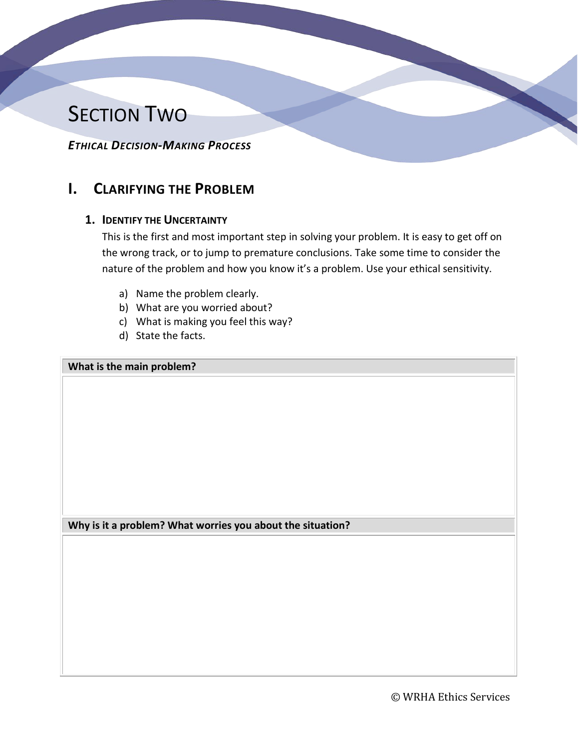# Section Two

***Ethical Decision-Making Process***

## I. Clarifying the Problem

### 1. Identify the Uncertainty

This is the first and most important step in solving your problem. It is easy to get off on the wrong track, or to jump to premature conclusions. Take some time to consider the nature of the problem and how you know it's a problem. Use your ethical sensitivity.

a) Name the problem clearly.
b) What are you worried about?
c) What is making you feel this way?
d) State the facts.

| **What is the main problem?** |
|---|
| |

| **Why is it a problem? What worries you about the situation?** |
|---|
| |

© WRHA Ethics Services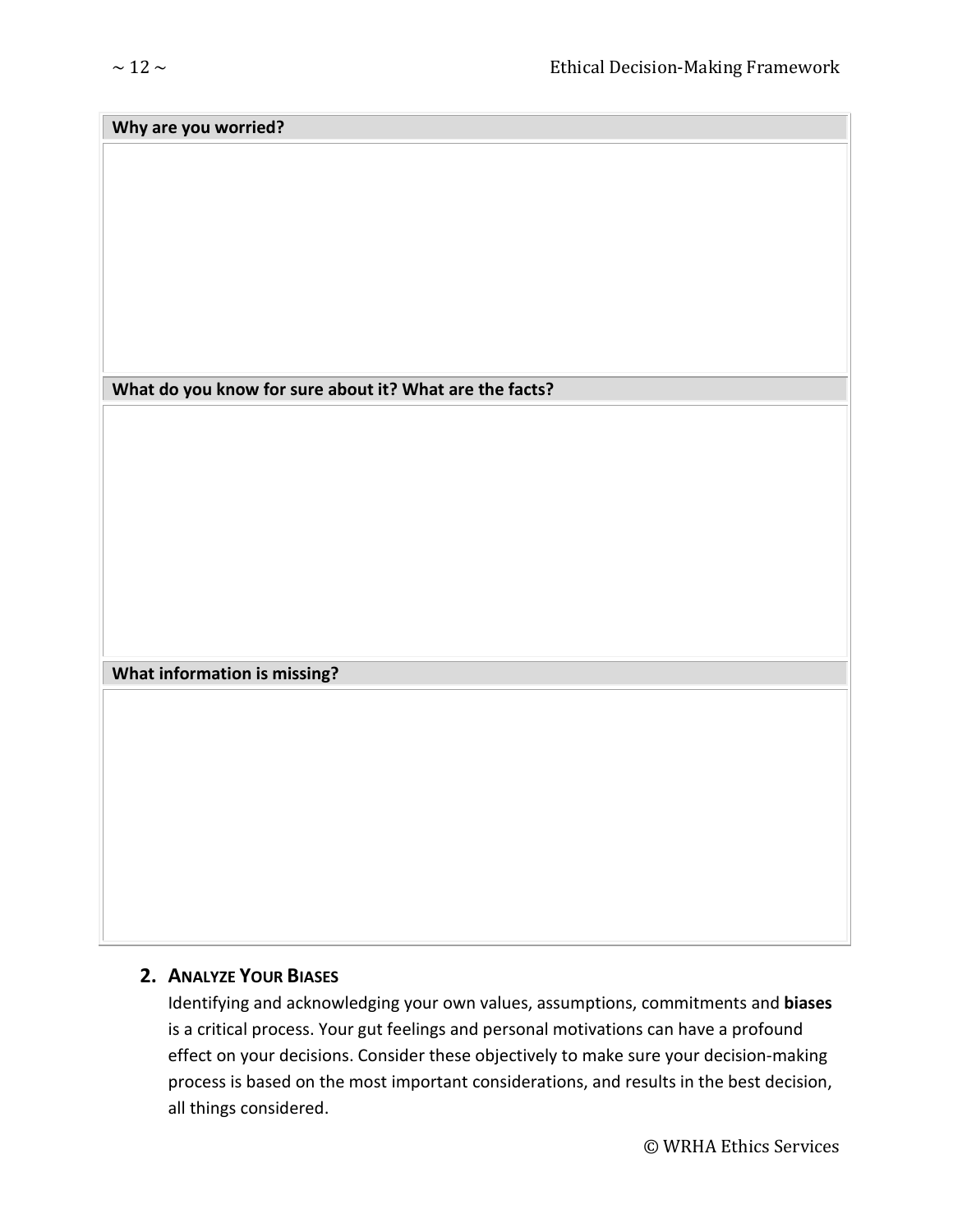| Why are you worried? |
| --- |
| |

| What do you know for sure about it? What are the facts? |
| --- |
| |

| What information is missing? |
| --- |
| |

## 2. Analyze Your Biases

Identifying and acknowledging your own values, assumptions, commitments and **biases** is a critical process. Your gut feelings and personal motivations can have a profound effect on your decisions. Consider these objectively to make sure your decision-making process is based on the most important considerations, and results in the best decision, all things considered.

© WRHA Ethics Services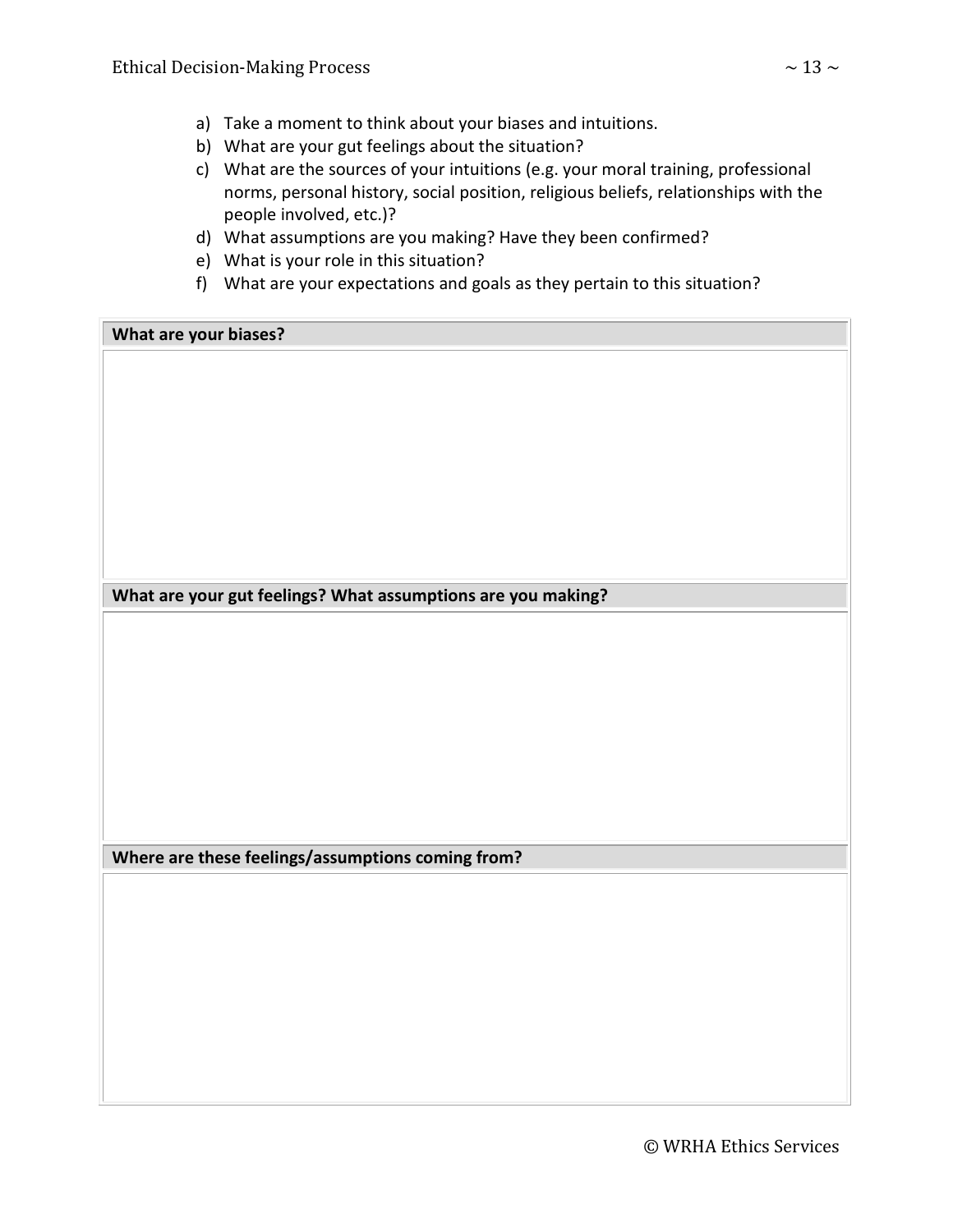a) Take a moment to think about your biases and intuitions.
b) What are your gut feelings about the situation?
c) What are the sources of your intuitions (e.g. your moral training, professional norms, personal history, social position, religious beliefs, relationships with the people involved, etc.)?
d) What assumptions are you making? Have they been confirmed?
e) What is your role in this situation?
f) What are your expectations and goals as they pertain to this situation?

| **What are your biases?** |
| --- |
| |

| **What are your gut feelings? What assumptions are you making?** |
| --- |
| |

| **Where are these feelings/assumptions coming from?** |
| --- |
| |

© WRHA Ethics Services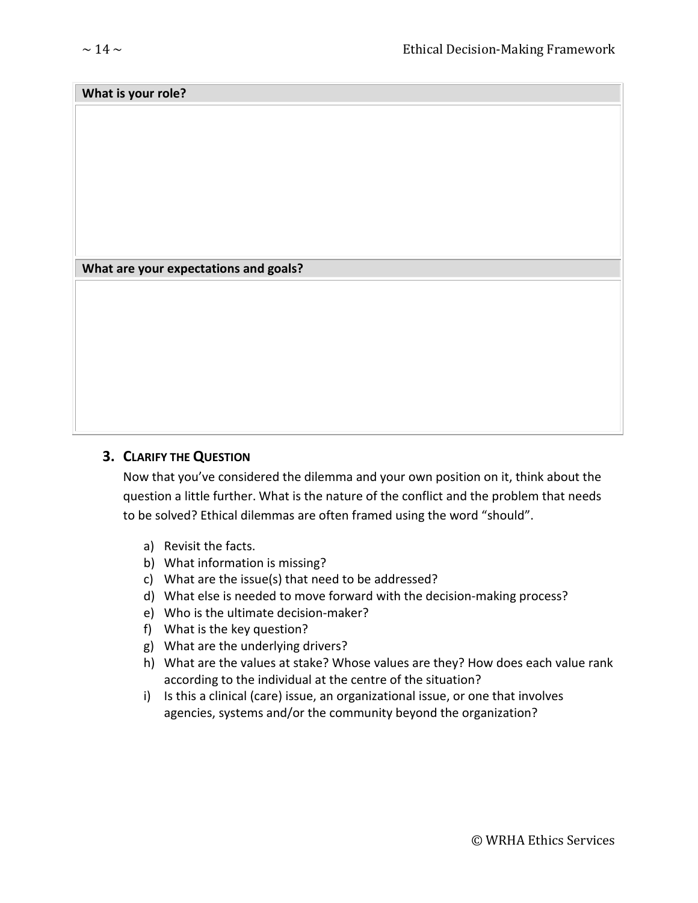| What is your role? |
| --- |
| |

| What are your expectations and goals? |
| --- |
| |

### 3. Clarify the Question

Now that you've considered the dilemma and your own position on it, think about the question a little further. What is the nature of the conflict and the problem that needs to be solved? Ethical dilemmas are often framed using the word "should".

a) Revisit the facts.
b) What information is missing?
c) What are the issue(s) that need to be addressed?
d) What else is needed to move forward with the decision-making process?
e) Who is the ultimate decision-maker?
f) What is the key question?
g) What are the underlying drivers?
h) What are the values at stake? Whose values are they? How does each value rank according to the individual at the centre of the situation?
i) Is this a clinical (care) issue, an organizational issue, or one that involves agencies, systems and/or the community beyond the organization?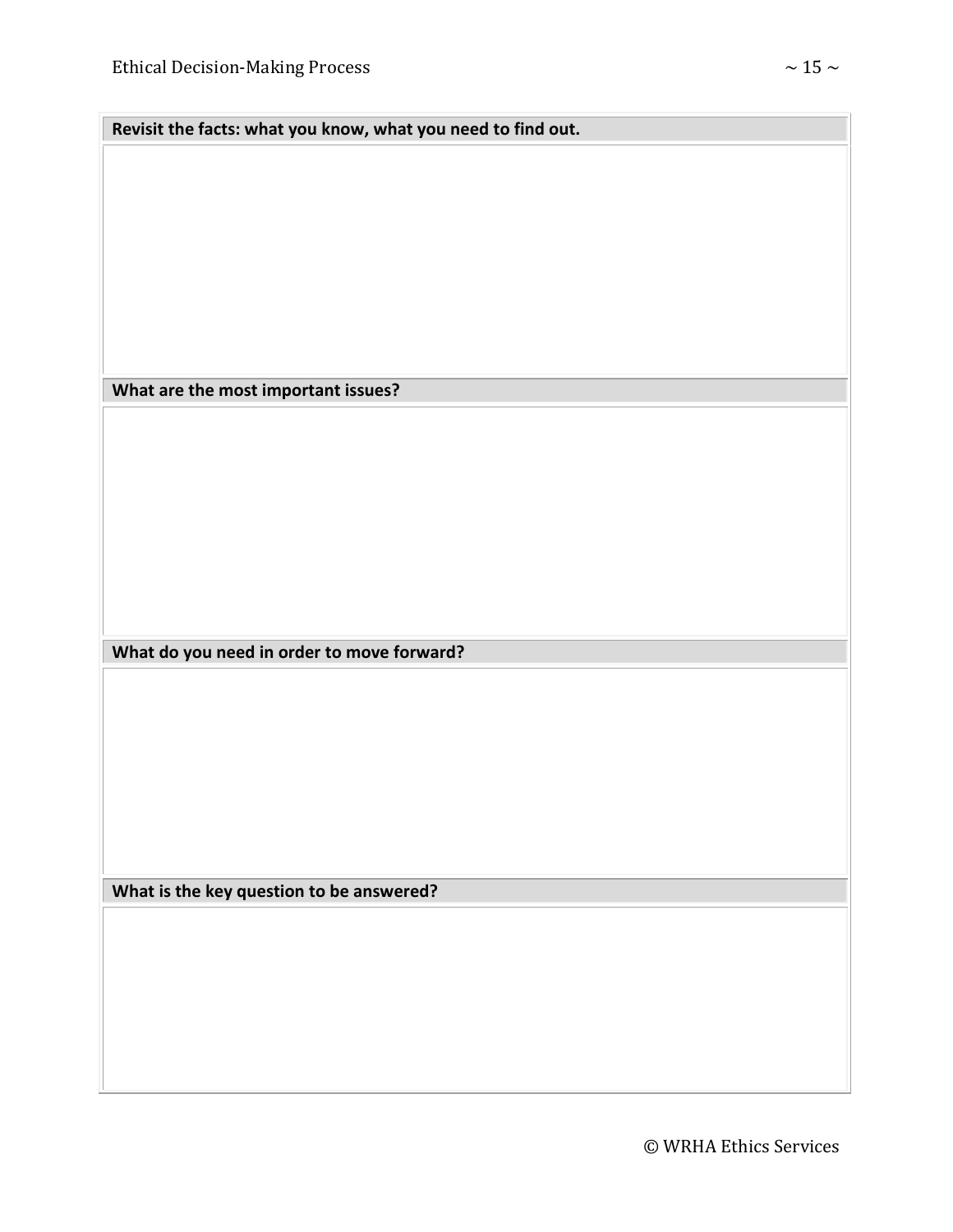| Revisit the facts: what you know, what you need to find out. |
|---|
| |

| What are the most important issues? |
|---|
| |

| What do you need in order to move forward? |
|---|
| |

| What is the key question to be answered? |
|---|
| |

© WRHA Ethics Services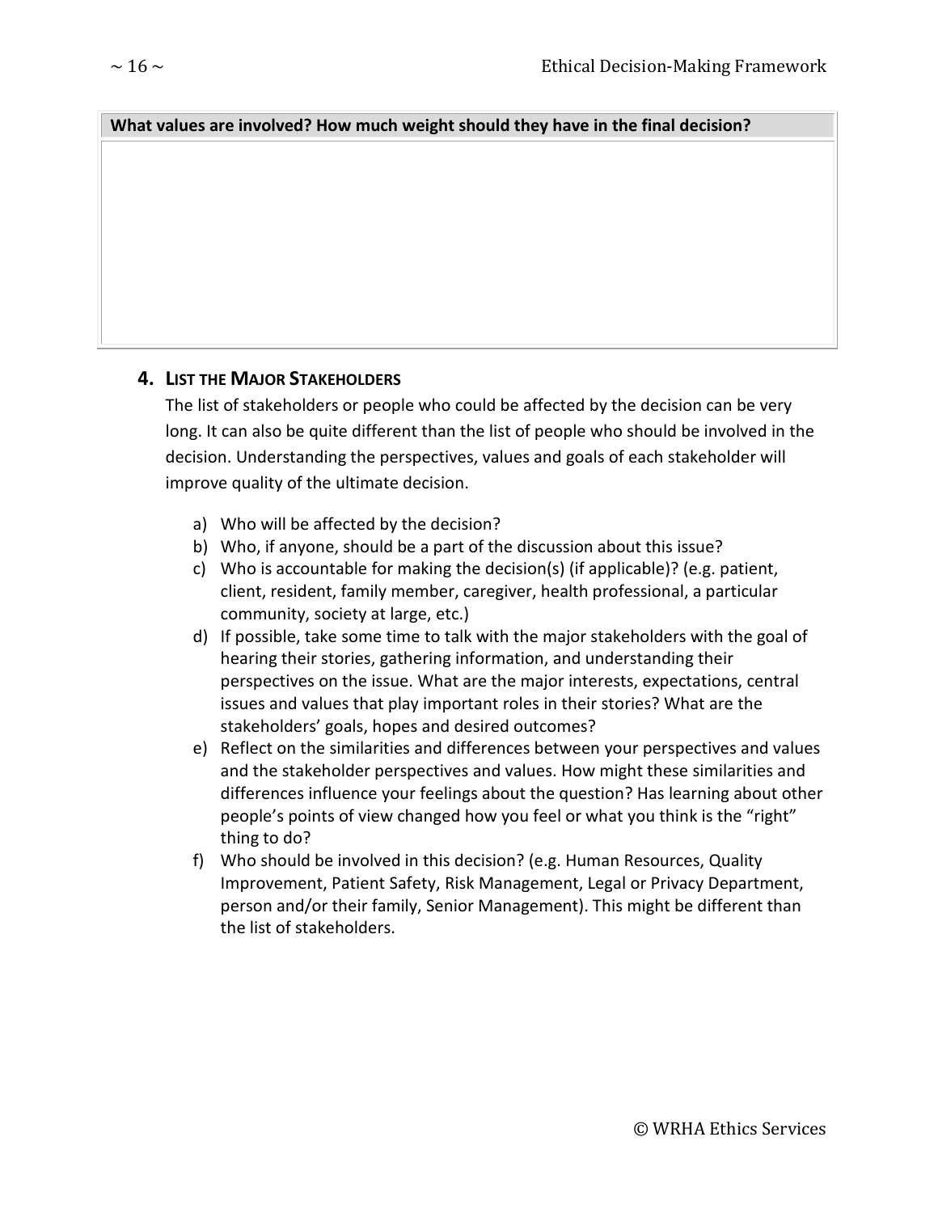| What values are involved? How much weight should they have in the final decision? |
| --- |
| |

## 4. List the Major Stakeholders

The list of stakeholders or people who could be affected by the decision can be very long. It can also be quite different than the list of people who should be involved in the decision. Understanding the perspectives, values and goals of each stakeholder will improve quality of the ultimate decision.

a) Who will be affected by the decision?
b) Who, if anyone, should be a part of the discussion about this issue?
c) Who is accountable for making the decision(s) (if applicable)? (e.g. patient, client, resident, family member, caregiver, health professional, a particular community, society at large, etc.)
d) If possible, take some time to talk with the major stakeholders with the goal of hearing their stories, gathering information, and understanding their perspectives on the issue. What are the major interests, expectations, central issues and values that play important roles in their stories? What are the stakeholders' goals, hopes and desired outcomes?
e) Reflect on the similarities and differences between your perspectives and values and the stakeholder perspectives and values. How might these similarities and differences influence your feelings about the question? Has learning about other people's points of view changed how you feel or what you think is the "right" thing to do?
f) Who should be involved in this decision? (e.g. Human Resources, Quality Improvement, Patient Safety, Risk Management, Legal or Privacy Department, person and/or their family, Senior Management). This might be different than the list of stakeholders.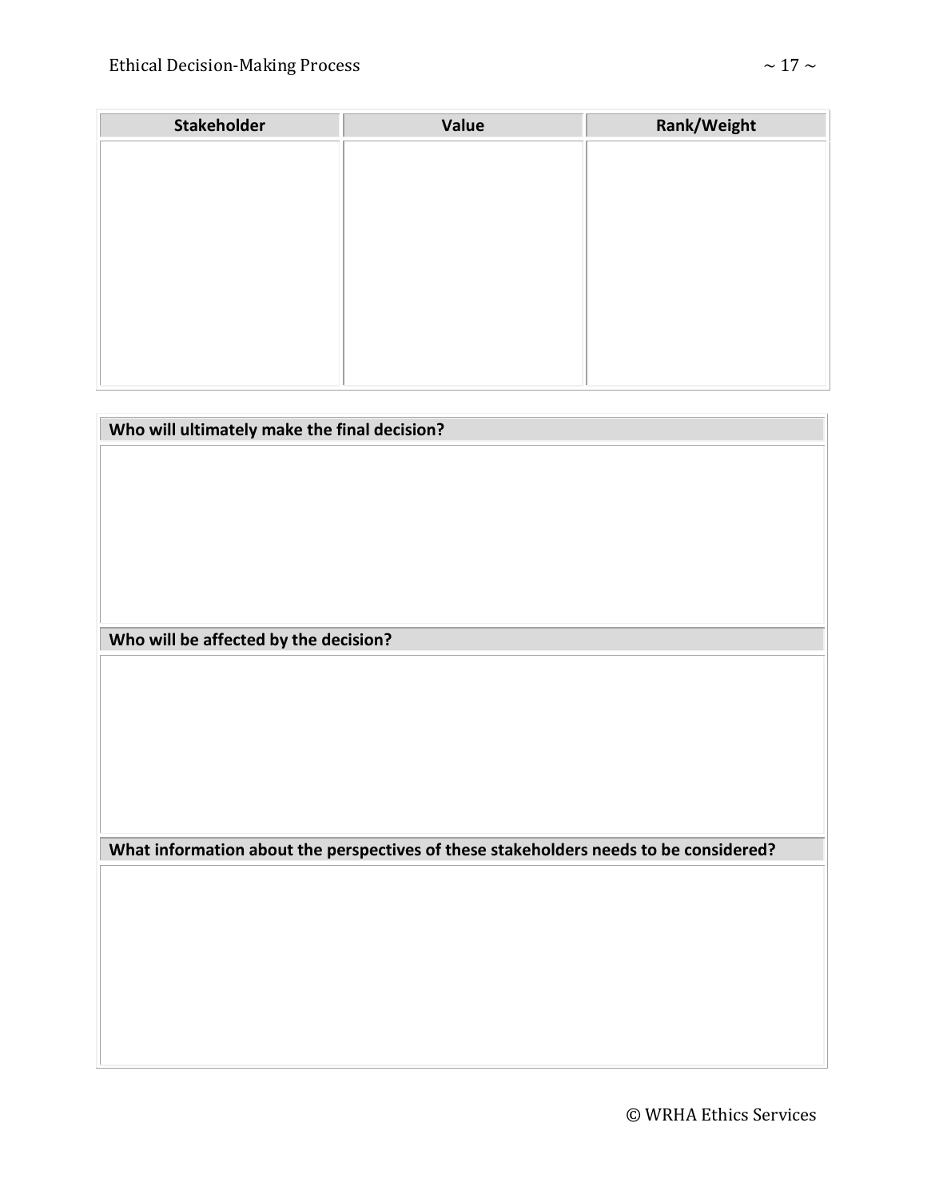| Stakeholder | Value | Rank/Weight |
| --- | --- | --- |
| | | |

| Who will ultimately make the final decision? |
| --- |
| |

| Who will be affected by the decision? |
| --- |
| |

| What information about the perspectives of these stakeholders needs to be considered? |
| --- |
| |

© WRHA Ethics Services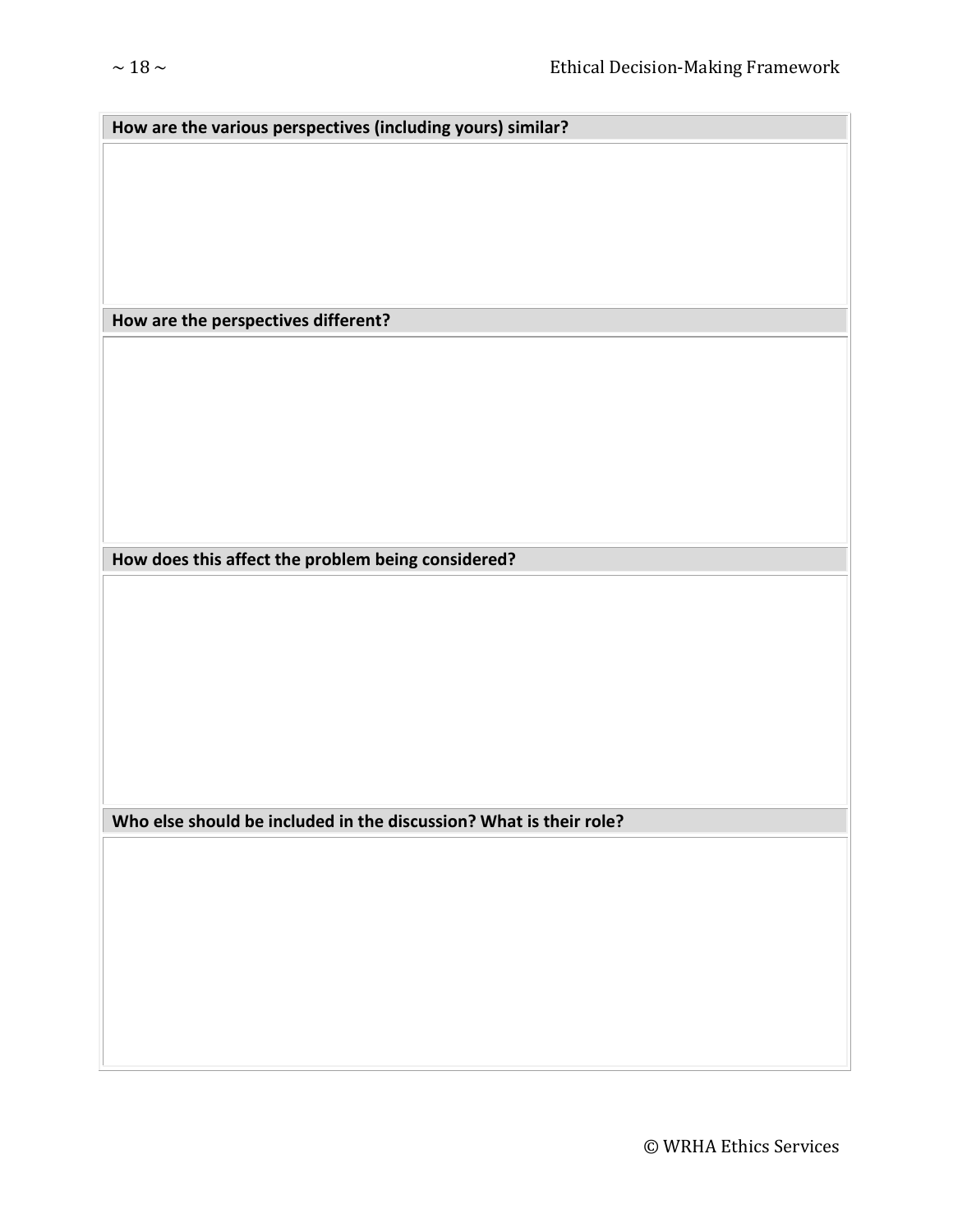| How are the various perspectives (including yours) similar? |
| --- |
| |
| **How are the perspectives different?** |
| |
| **How does this affect the problem being considered?** |
| |
| **Who else should be included in the discussion? What is their role?** |
| |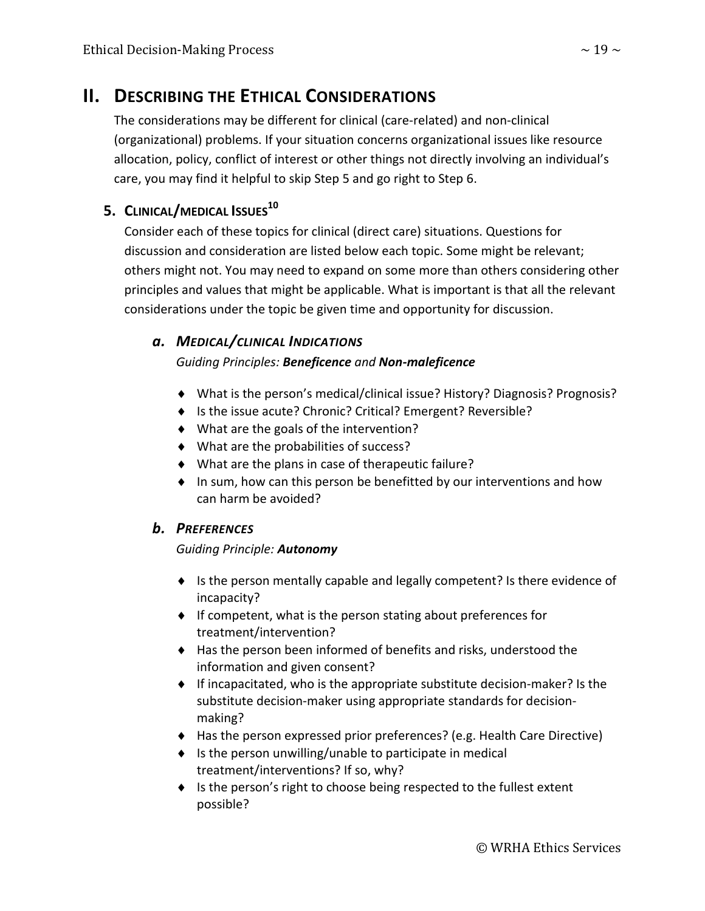## II. Describing the Ethical Considerations

The considerations may be different for clinical (care-related) and non-clinical (organizational) problems. If your situation concerns organizational issues like resource allocation, policy, conflict of interest or other things not directly involving an individual's care, you may find it helpful to skip Step 5 and go right to Step 6.

### 5. Clinical/medical Issues[10]

Consider each of these topics for clinical (direct care) situations. Questions for discussion and consideration are listed below each topic. Some might be relevant; others might not. You may need to expand on some more than others considering other principles and values that might be applicable. What is important is that all the relevant considerations under the topic be given time and opportunity for discussion.

#### *a. Medical/clinical Indications*

*Guiding Principles: **Beneficence** and **Non-maleficence***

- What is the person's medical/clinical issue? History? Diagnosis? Prognosis?
- Is the issue acute? Chronic? Critical? Emergent? Reversible?
- What are the goals of the intervention?
- What are the probabilities of success?
- What are the plans in case of therapeutic failure?
- In sum, how can this person be benefitted by our interventions and how can harm be avoided?

#### *b. Preferences*

*Guiding Principle: **Autonomy***

- Is the person mentally capable and legally competent? Is there evidence of incapacity?
- If competent, what is the person stating about preferences for treatment/intervention?
- Has the person been informed of benefits and risks, understood the information and given consent?
- If incapacitated, who is the appropriate substitute decision-maker? Is the substitute decision-maker using appropriate standards for decision-making?
- Has the person expressed prior preferences? (e.g. Health Care Directive)
- Is the person unwilling/unable to participate in medical treatment/interventions? If so, why?
- Is the person's right to choose being respected to the fullest extent possible?

© WRHA Ethics Services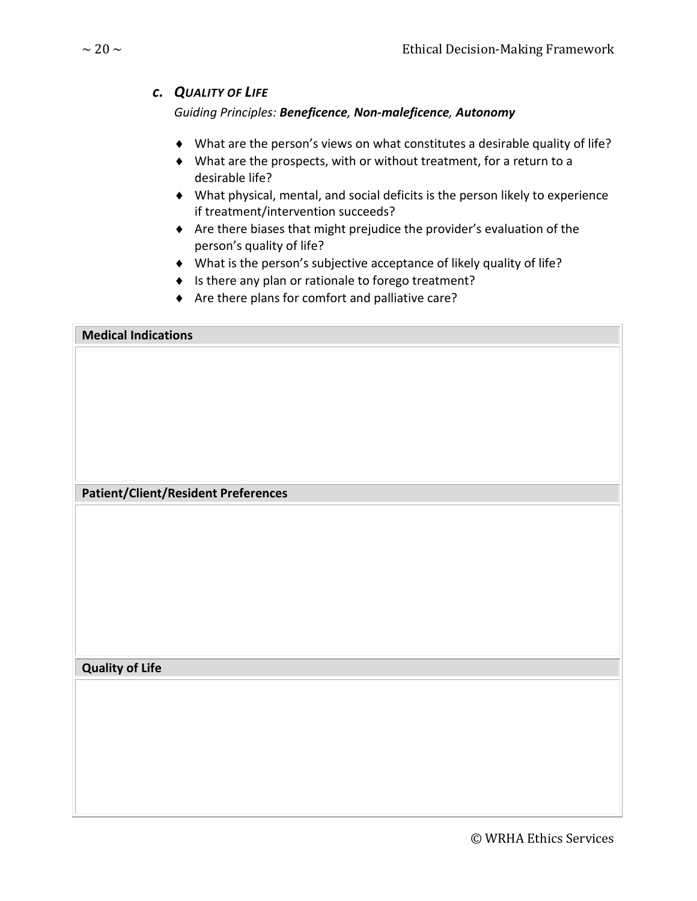### *c. Quality of Life*

*Guiding Principles: **Beneficence, Non-maleficence, Autonomy***

- What are the person's views on what constitutes a desirable quality of life?
- What are the prospects, with or without treatment, for a return to a desirable life?
- What physical, mental, and social deficits is the person likely to experience if treatment/intervention succeeds?
- Are there biases that might prejudice the provider's evaluation of the person's quality of life?
- What is the person's subjective acceptance of likely quality of life?
- Is there any plan or rationale to forego treatment?
- Are there plans for comfort and palliative care?

| **Medical Indications** |
| --- |
| |
| **Patient/Client/Resident Preferences** |
| |
| **Quality of Life** |
| |

© WRHA Ethics Services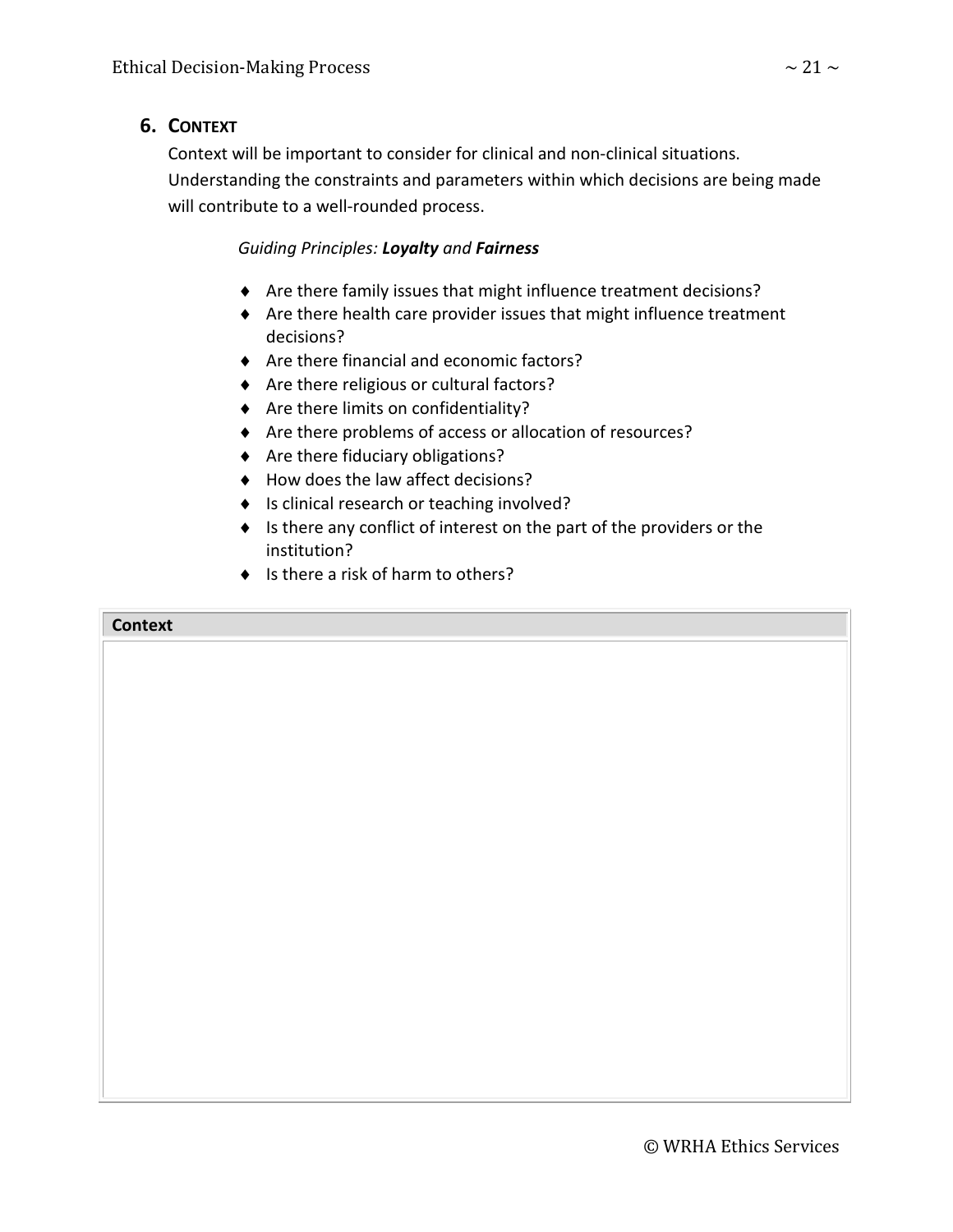## 6. Context

Context will be important to consider for clinical and non-clinical situations. Understanding the constraints and parameters within which decisions are being made will contribute to a well-rounded process.

*Guiding Principles:* ***Loyalty*** *and* ***Fairness***

- Are there family issues that might influence treatment decisions?
- Are there health care provider issues that might influence treatment decisions?
- Are there financial and economic factors?
- Are there religious or cultural factors?
- Are there limits on confidentiality?
- Are there problems of access or allocation of resources?
- Are there fiduciary obligations?
- How does the law affect decisions?
- Is clinical research or teaching involved?
- Is there any conflict of interest on the part of the providers or the institution?
- Is there a risk of harm to others?

| **Context** |
|---|
| |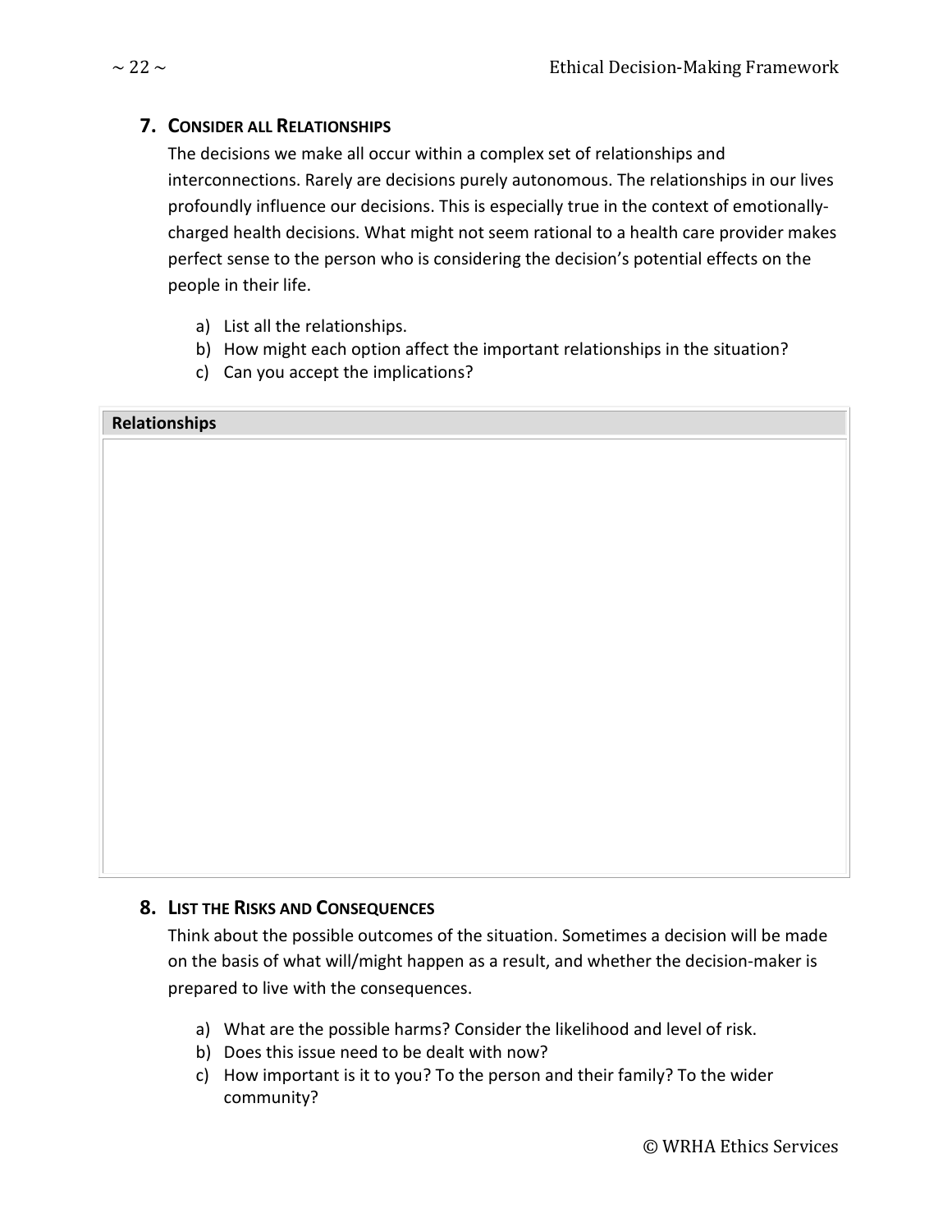## 7. Consider all Relationships

The decisions we make all occur within a complex set of relationships and interconnections. Rarely are decisions purely autonomous. The relationships in our lives profoundly influence our decisions. This is especially true in the context of emotionally-charged health decisions. What might not seem rational to a health care provider makes perfect sense to the person who is considering the decision's potential effects on the people in their life.

a) List all the relationships.
b) How might each option affect the important relationships in the situation?
c) Can you accept the implications?

| Relationships |
| --- |
| |

## 8. List the Risks and Consequences

Think about the possible outcomes of the situation. Sometimes a decision will be made on the basis of what will/might happen as a result, and whether the decision-maker is prepared to live with the consequences.

a) What are the possible harms? Consider the likelihood and level of risk.
b) Does this issue need to be dealt with now?
c) How important is it to you? To the person and their family? To the wider community?

© WRHA Ethics Services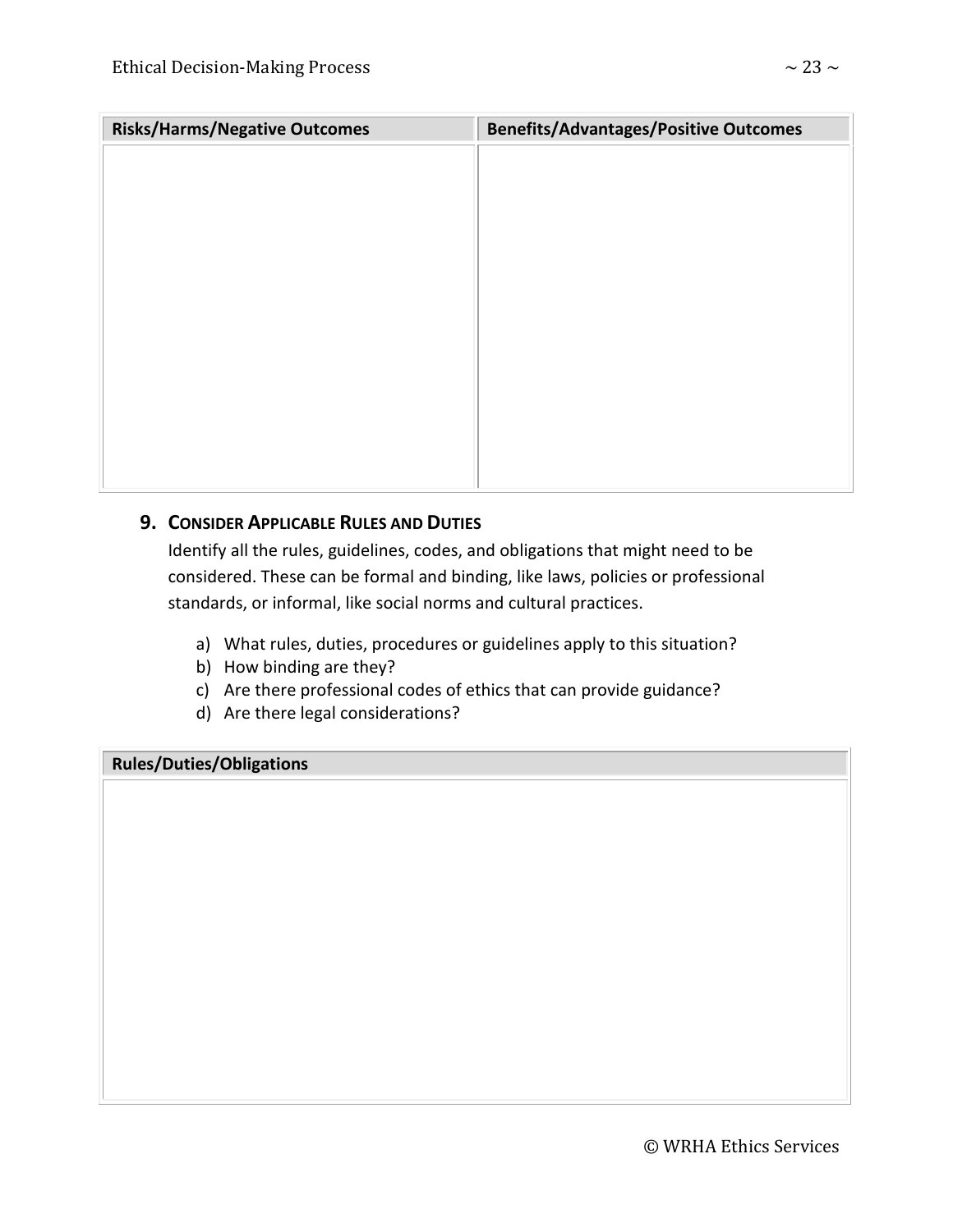| Risks/Harms/Negative Outcomes | Benefits/Advantages/Positive Outcomes |
| --- | --- |
| | |

### 9. Consider Applicable Rules and Duties

Identify all the rules, guidelines, codes, and obligations that might need to be considered. These can be formal and binding, like laws, policies or professional standards, or informal, like social norms and cultural practices.

a) What rules, duties, procedures or guidelines apply to this situation?
b) How binding are they?
c) Are there professional codes of ethics that can provide guidance?
d) Are there legal considerations?

| Rules/Duties/Obligations |
| --- |
| |

© WRHA Ethics Services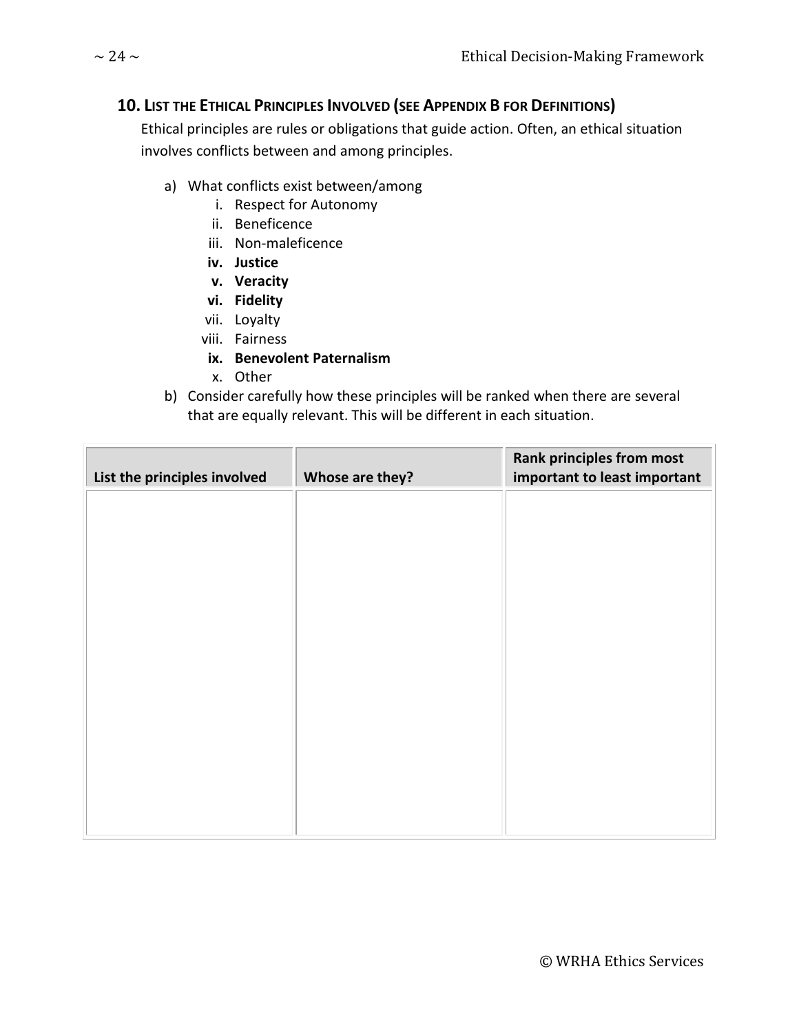## 10. List the Ethical Principles Involved (see Appendix B for Definitions)

Ethical principles are rules or obligations that guide action. Often, an ethical situation involves conflicts between and among principles.

a) What conflicts exist between/among
   i. Respect for Autonomy
   ii. Beneficence
   iii. Non-maleficence
   **iv. Justice**
   **v. Veracity**
   **vi. Fidelity**
   vii. Loyalty
   viii. Fairness
   **ix. Benevolent Paternalism**
   x. Other

b) Consider carefully how these principles will be ranked when there are several that are equally relevant. This will be different in each situation.

| List the principles involved | Whose are they? | Rank principles from most important to least important |
| --- | --- | --- |
| | | |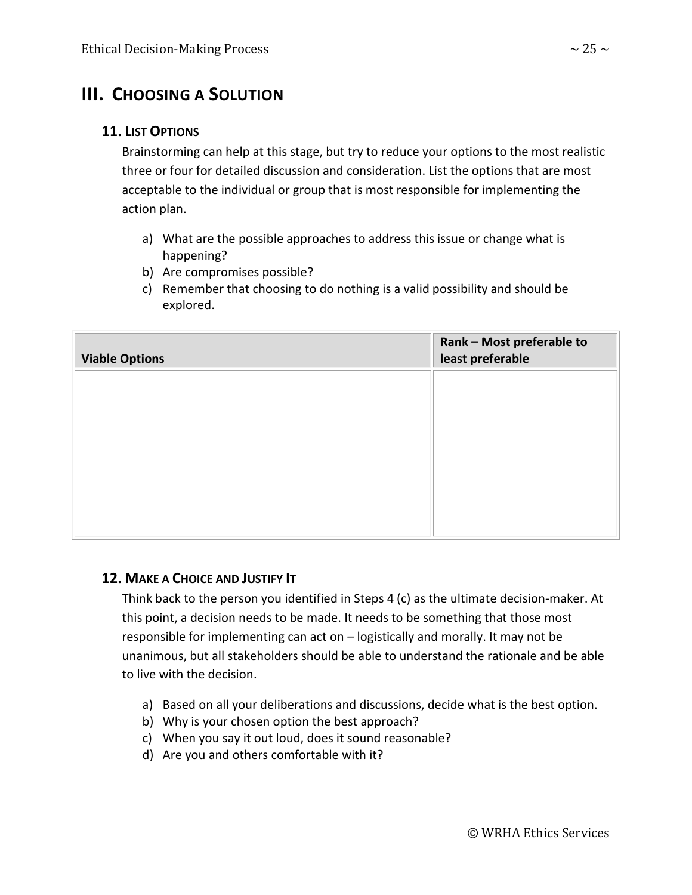# III. Choosing a Solution

## 11. List Options

Brainstorming can help at this stage, but try to reduce your options to the most realistic three or four for detailed discussion and consideration. List the options that are most acceptable to the individual or group that is most responsible for implementing the action plan.

a) What are the possible approaches to address this issue or change what is happening?
b) Are compromises possible?
c) Remember that choosing to do nothing is a valid possibility and should be explored.

| Viable Options | Rank – Most preferable to least preferable |
| --- | --- |
| | |

## 12. Make a Choice and Justify It

Think back to the person you identified in Steps 4 (c) as the ultimate decision-maker. At this point, a decision needs to be made. It needs to be something that those most responsible for implementing can act on – logistically and morally. It may not be unanimous, but all stakeholders should be able to understand the rationale and be able to live with the decision.

a) Based on all your deliberations and discussions, decide what is the best option.
b) Why is your chosen option the best approach?
c) When you say it out loud, does it sound reasonable?
d) Are you and others comfortable with it?

© WRHA Ethics Services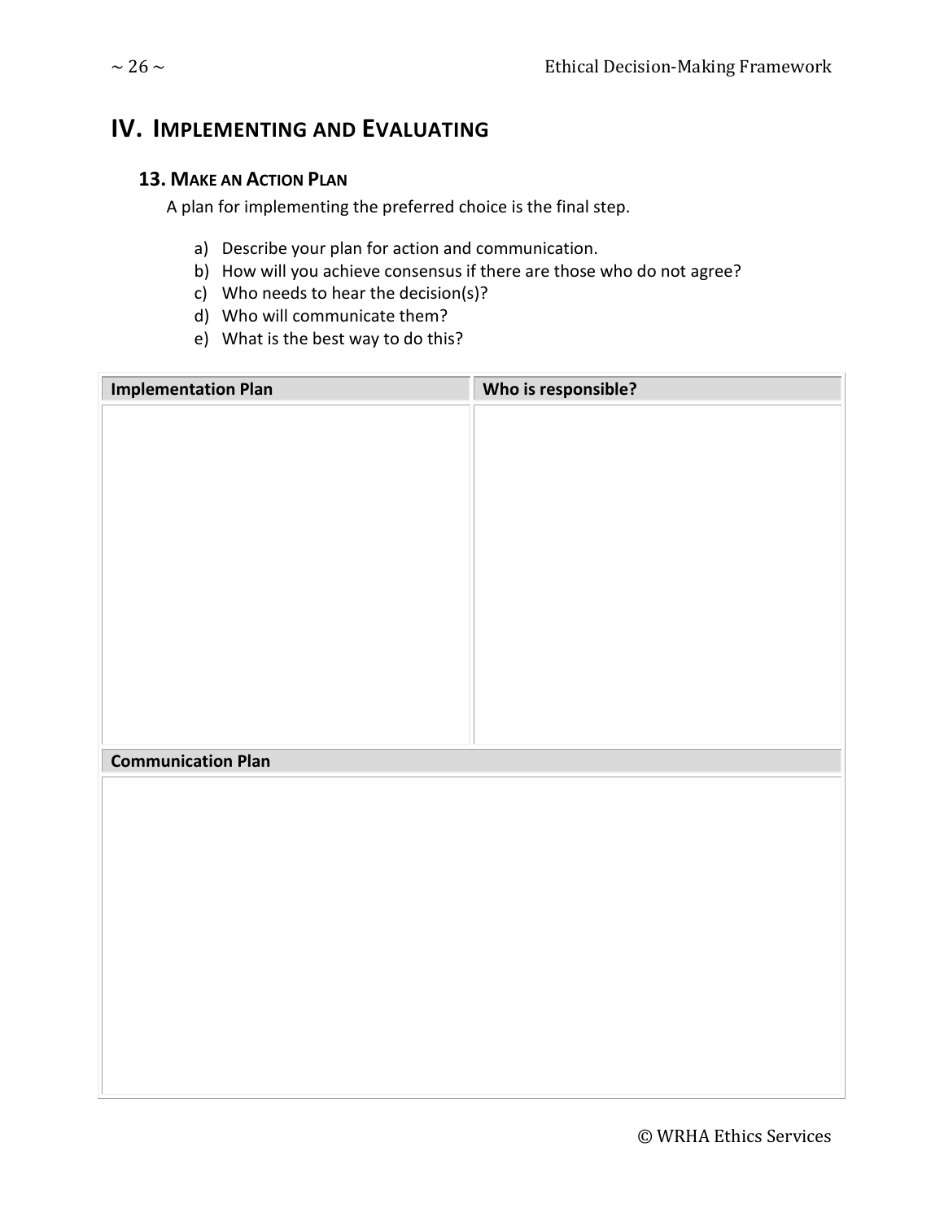# IV. Implementing and Evaluating

## 13. Make an Action Plan

A plan for implementing the preferred choice is the final step.

a) Describe your plan for action and communication.
b) How will you achieve consensus if there are those who do not agree?
c) Who needs to hear the decision(s)?
d) Who will communicate them?
e) What is the best way to do this?

| Implementation Plan | Who is responsible? |
| --- | --- |
| | |

| Communication Plan |
| --- |
| |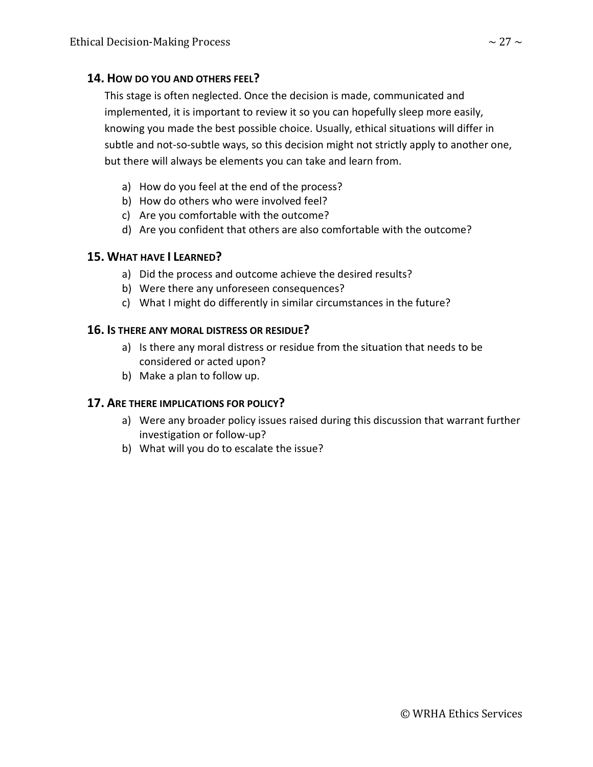## 14. How do you and others feel?

This stage is often neglected. Once the decision is made, communicated and implemented, it is important to review it so you can hopefully sleep more easily, knowing you made the best possible choice. Usually, ethical situations will differ in subtle and not-so-subtle ways, so this decision might not strictly apply to another one, but there will always be elements you can take and learn from.

a) How do you feel at the end of the process?
b) How do others who were involved feel?
c) Are you comfortable with the outcome?
d) Are you confident that others are also comfortable with the outcome?

## 15. What have I Learned?

a) Did the process and outcome achieve the desired results?
b) Were there any unforeseen consequences?
c) What I might do differently in similar circumstances in the future?

## 16. Is there any moral distress or residue?

a) Is there any moral distress or residue from the situation that needs to be considered or acted upon?
b) Make a plan to follow up.

## 17. Are there implications for policy?

a) Were any broader policy issues raised during this discussion that warrant further investigation or follow-up?
b) What will you do to escalate the issue?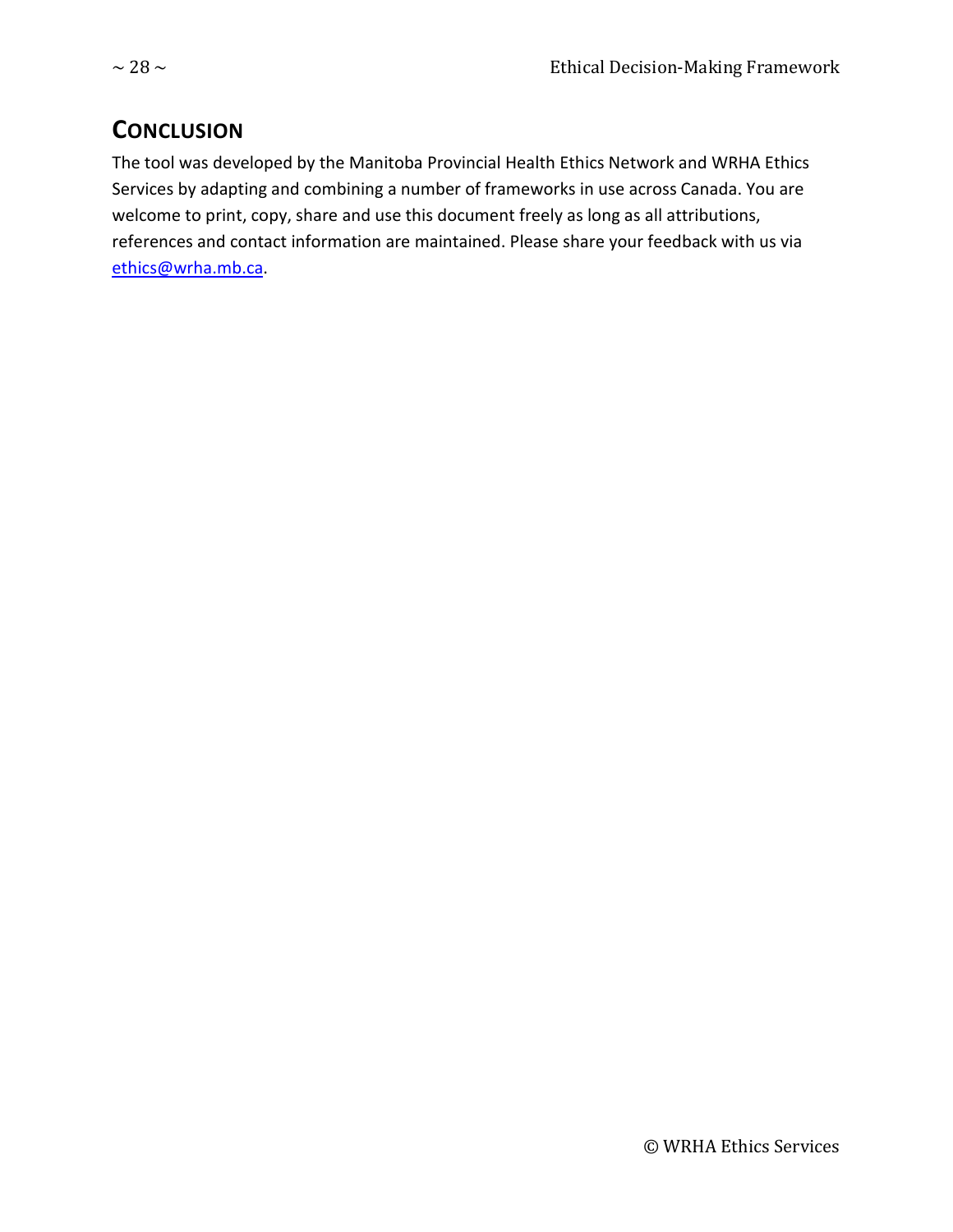## CONCLUSION

The tool was developed by the Manitoba Provincial Health Ethics Network and WRHA Ethics Services by adapting and combining a number of frameworks in use across Canada. You are welcome to print, copy, share and use this document freely as long as all attributions, references and contact information are maintained. Please share your feedback with us via ethics@wrha.mb.ca.

© WRHA Ethics Services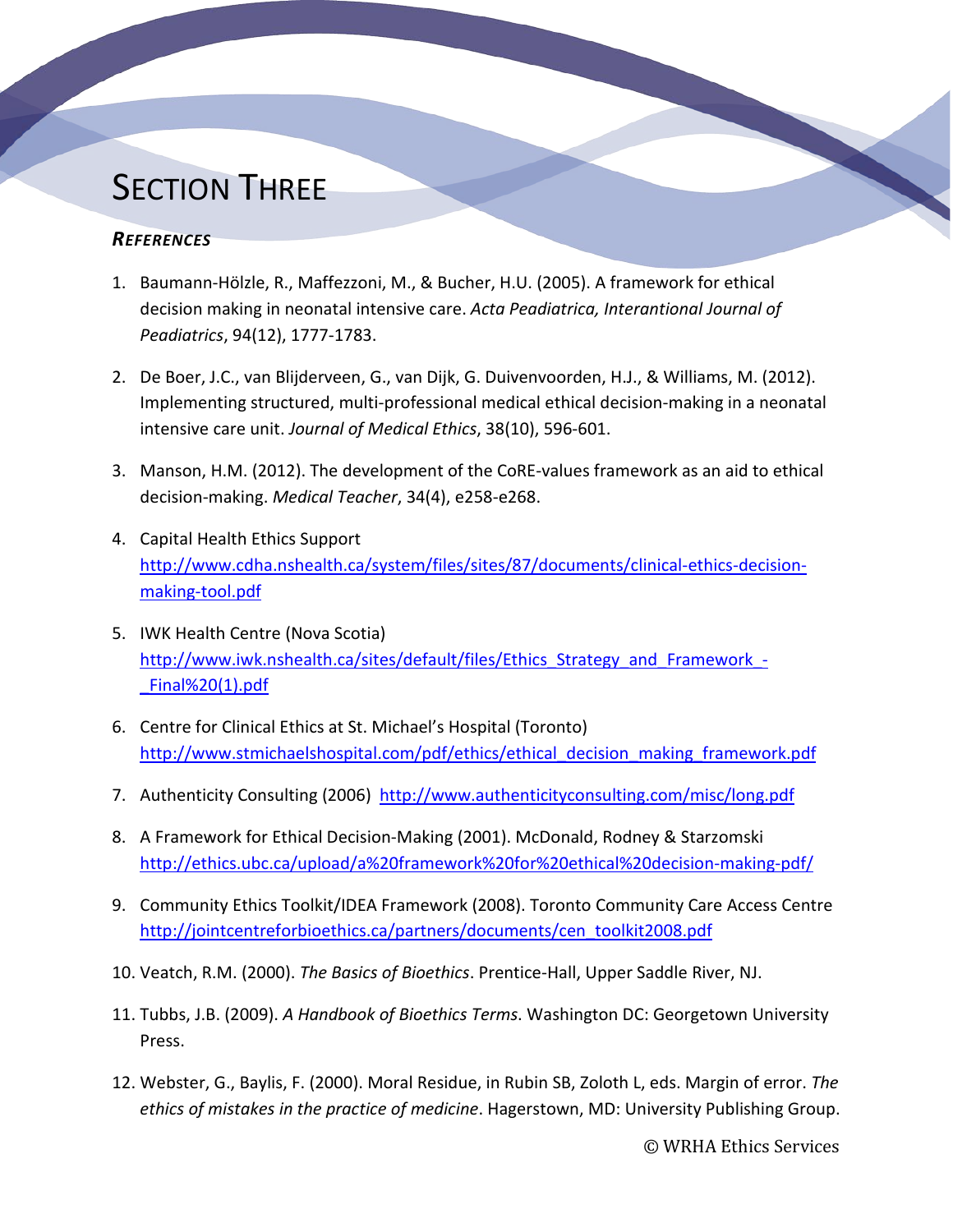# SECTION THREE

## *REFERENCES*

1. Baumann-Hölzle, R., Maffezzoni, M., & Bucher, H.U. (2005). A framework for ethical decision making in neonatal intensive care. *Acta Peadiatrica, Interantional Journal of Peadiatrics*, 94(12), 1777-1783.

2. De Boer, J.C., van Blijderveen, G., van Dijk, G. Duivenvoorden, H.J., & Williams, M. (2012). Implementing structured, multi-professional medical ethical decision-making in a neonatal intensive care unit. *Journal of Medical Ethics*, 38(10), 596-601.

3. Manson, H.M. (2012). The development of the CoRE-values framework as an aid to ethical decision-making. *Medical Teacher*, 34(4), e258-e268.

4. Capital Health Ethics Support http://www.cdha.nshealth.ca/system/files/sites/87/documents/clinical-ethics-decision-making-tool.pdf

5. IWK Health Centre (Nova Scotia) http://www.iwk.nshealth.ca/sites/default/files/Ethics_Strategy_and_Framework_-_Final%20(1).pdf

6. Centre for Clinical Ethics at St. Michael's Hospital (Toronto) http://www.stmichaelshospital.com/pdf/ethics/ethical_decision_making_framework.pdf

7. Authenticity Consulting (2006) http://www.authenticityconsulting.com/misc/long.pdf

8. A Framework for Ethical Decision-Making (2001). McDonald, Rodney & Starzomski http://ethics.ubc.ca/upload/a%20framework%20for%20ethical%20decision-making-pdf/

9. Community Ethics Toolkit/IDEA Framework (2008). Toronto Community Care Access Centre http://jointcentreforbioethics.ca/partners/documents/cen_toolkit2008.pdf

10. Veatch, R.M. (2000). *The Basics of Bioethics*. Prentice-Hall, Upper Saddle River, NJ.

11. Tubbs, J.B. (2009). *A Handbook of Bioethics Terms*. Washington DC: Georgetown University Press.

12. Webster, G., Baylis, F. (2000). Moral Residue, in Rubin SB, Zoloth L, eds. Margin of error. *The ethics of mistakes in the practice of medicine*. Hagerstown, MD: University Publishing Group.

© WRHA Ethics Services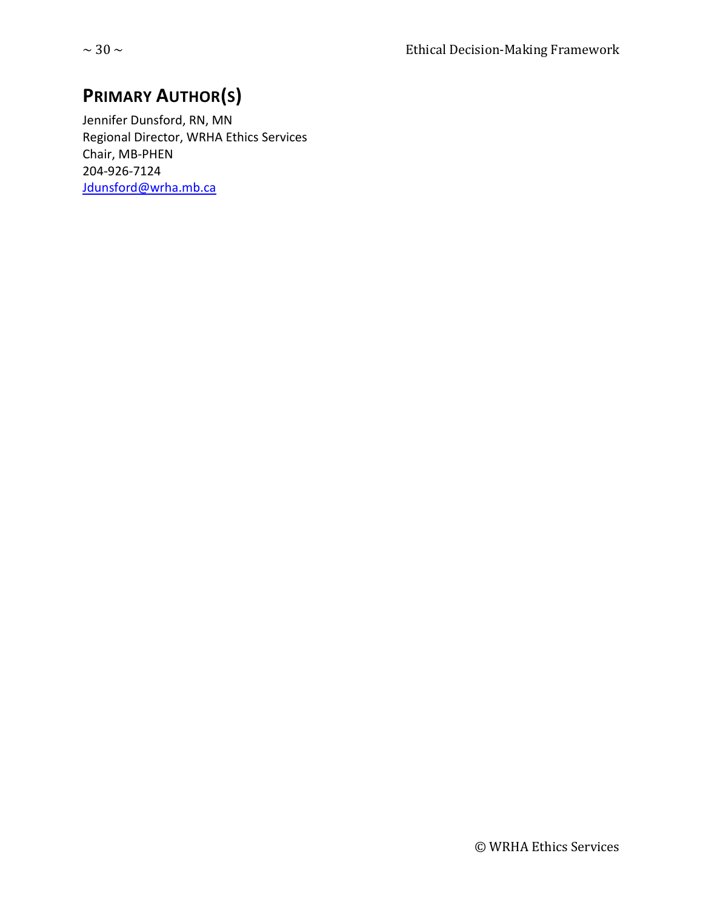## PRIMARY AUTHOR(S)

Jennifer Dunsford, RN, MN
Regional Director, WRHA Ethics Services
Chair, MB-PHEN
204-926-7124
Jdunsford@wrha.mb.ca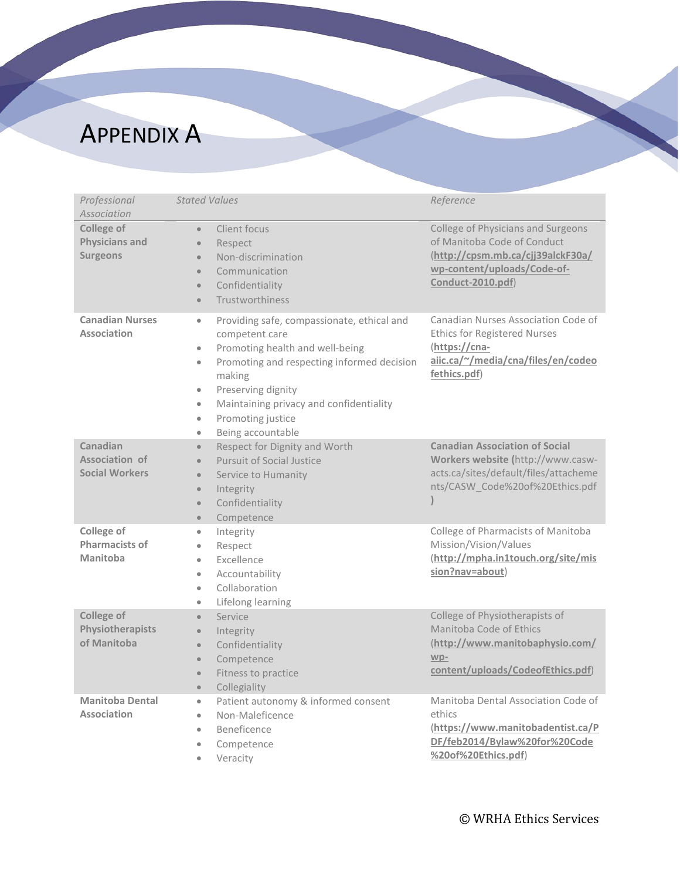# APPENDIX A

| *Professional Association* | *Stated Values* | *Reference* |
|---|---|---|
| **College of Physicians and Surgeons** | • Client focus<br>• Respect<br>• Non-discrimination<br>• Communication<br>• Confidentiality<br>• Trustworthiness | College of Physicians and Surgeons of Manitoba Code of Conduct (**http://cpsm.mb.ca/cjj39alckF30a/wp-content/uploads/Code-of-Conduct-2010.pdf**) |
| **Canadian Nurses Association** | • Providing safe, compassionate, ethical and competent care<br>• Promoting health and well-being<br>• Promoting and respecting informed decision making<br>• Preserving dignity<br>• Maintaining privacy and confidentiality<br>• Promoting justice<br>• Being accountable | Canadian Nurses Association Code of Ethics for Registered Nurses (**https://cna-aiic.ca/~/media/cna/files/en/codeofethics.pdf**) |
| **Canadian Association of Social Workers** | • Respect for Dignity and Worth<br>• Pursuit of Social Justice<br>• Service to Humanity<br>• Integrity<br>• Confidentiality<br>• Competence | **Canadian Association of Social Workers website (**http://www.casw-acts.ca/sites/default/files/attachements/CASW_Code%20of%20Ethics.pdf**)** |
| **College of Pharmacists of Manitoba** | • Integrity<br>• Respect<br>• Excellence<br>• Accountability<br>• Collaboration<br>• Lifelong learning | College of Pharmacists of Manitoba Mission/Vision/Values (**http://mpha.in1touch.org/site/mission?nav=about**) |
| **College of Physiotherapists of Manitoba** | • Service<br>• Integrity<br>• Confidentiality<br>• Competence<br>• Fitness to practice<br>• Collegiality | College of Physiotherapists of Manitoba Code of Ethics (**http://www.manitobaphysio.com/wp-content/uploads/CodeofEthics.pdf**) |
| **Manitoba Dental Association** | • Patient autonomy & informed consent<br>• Non-Maleficence<br>• Beneficence<br>• Competence<br>• Veracity | Manitoba Dental Association Code of ethics (**https://www.manitobadentist.ca/PDF/feb2014/Bylaw%20for%20Code%20of%20Ethics.pdf**) |

© WRHA Ethics Services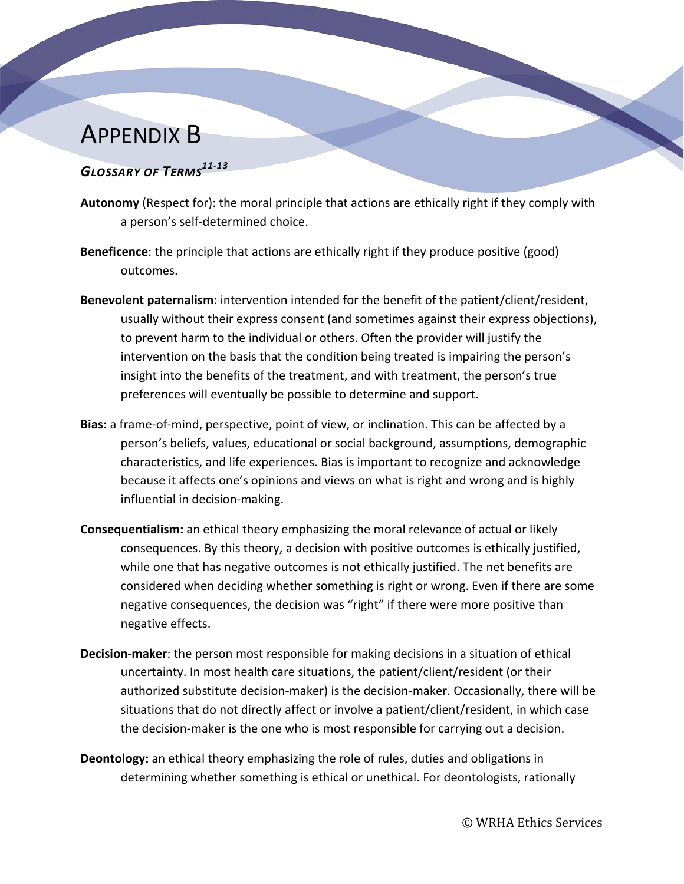# Appendix B

### *Glossary of Terms*[11-13]

**Autonomy** (Respect for): the moral principle that actions are ethically right if they comply with a person's self-determined choice.

**Beneficence**: the principle that actions are ethically right if they produce positive (good) outcomes.

**Benevolent paternalism**: intervention intended for the benefit of the patient/client/resident, usually without their express consent (and sometimes against their express objections), to prevent harm to the individual or others. Often the provider will justify the intervention on the basis that the condition being treated is impairing the person's insight into the benefits of the treatment, and with treatment, the person's true preferences will eventually be possible to determine and support.

**Bias:** a frame-of-mind, perspective, point of view, or inclination. This can be affected by a person's beliefs, values, educational or social background, assumptions, demographic characteristics, and life experiences. Bias is important to recognize and acknowledge because it affects one's opinions and views on what is right and wrong and is highly influential in decision-making.

**Consequentialism:** an ethical theory emphasizing the moral relevance of actual or likely consequences. By this theory, a decision with positive outcomes is ethically justified, while one that has negative outcomes is not ethically justified. The net benefits are considered when deciding whether something is right or wrong. Even if there are some negative consequences, the decision was "right" if there were more positive than negative effects.

**Decision-maker**: the person most responsible for making decisions in a situation of ethical uncertainty. In most health care situations, the patient/client/resident (or their authorized substitute decision-maker) is the decision-maker. Occasionally, there will be situations that do not directly affect or involve a patient/client/resident, in which case the decision-maker is the one who is most responsible for carrying out a decision.

**Deontology:** an ethical theory emphasizing the role of rules, duties and obligations in determining whether something is ethical or unethical. For deontologists, rationally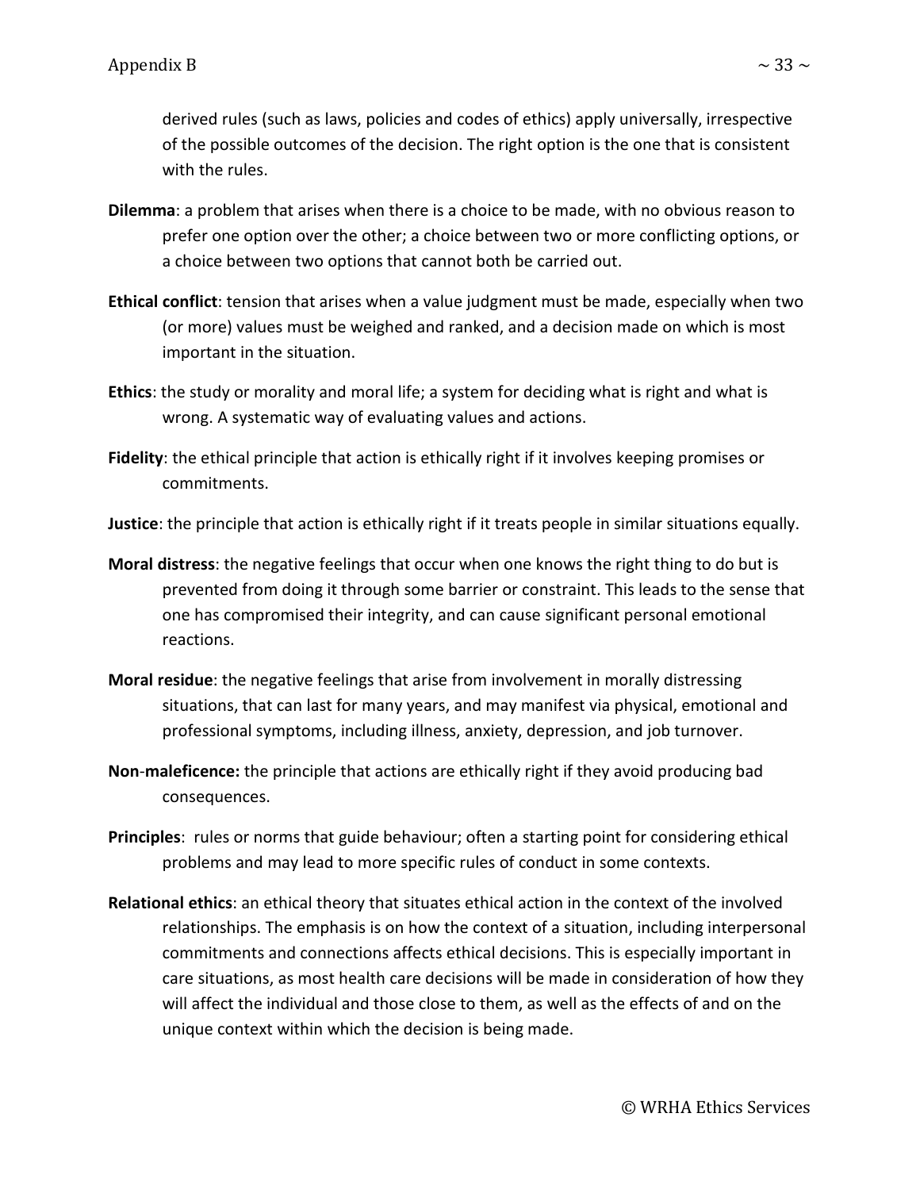derived rules (such as laws, policies and codes of ethics) apply universally, irrespective of the possible outcomes of the decision. The right option is the one that is consistent with the rules.

**Dilemma**: a problem that arises when there is a choice to be made, with no obvious reason to prefer one option over the other; a choice between two or more conflicting options, or a choice between two options that cannot both be carried out.

**Ethical conflict**: tension that arises when a value judgment must be made, especially when two (or more) values must be weighed and ranked, and a decision made on which is most important in the situation.

**Ethics**: the study or morality and moral life; a system for deciding what is right and what is wrong. A systematic way of evaluating values and actions.

**Fidelity**: the ethical principle that action is ethically right if it involves keeping promises or commitments.

**Justice**: the principle that action is ethically right if it treats people in similar situations equally.

**Moral distress**: the negative feelings that occur when one knows the right thing to do but is prevented from doing it through some barrier or constraint. This leads to the sense that one has compromised their integrity, and can cause significant personal emotional reactions.

**Moral residue**: the negative feelings that arise from involvement in morally distressing situations, that can last for many years, and may manifest via physical, emotional and professional symptoms, including illness, anxiety, depression, and job turnover.

**Non-maleficence:** the principle that actions are ethically right if they avoid producing bad consequences.

**Principles**: rules or norms that guide behaviour; often a starting point for considering ethical problems and may lead to more specific rules of conduct in some contexts.

**Relational ethics**: an ethical theory that situates ethical action in the context of the involved relationships. The emphasis is on how the context of a situation, including interpersonal commitments and connections affects ethical decisions. This is especially important in care situations, as most health care decisions will be made in consideration of how they will affect the individual and those close to them, as well as the effects of and on the unique context within which the decision is being made.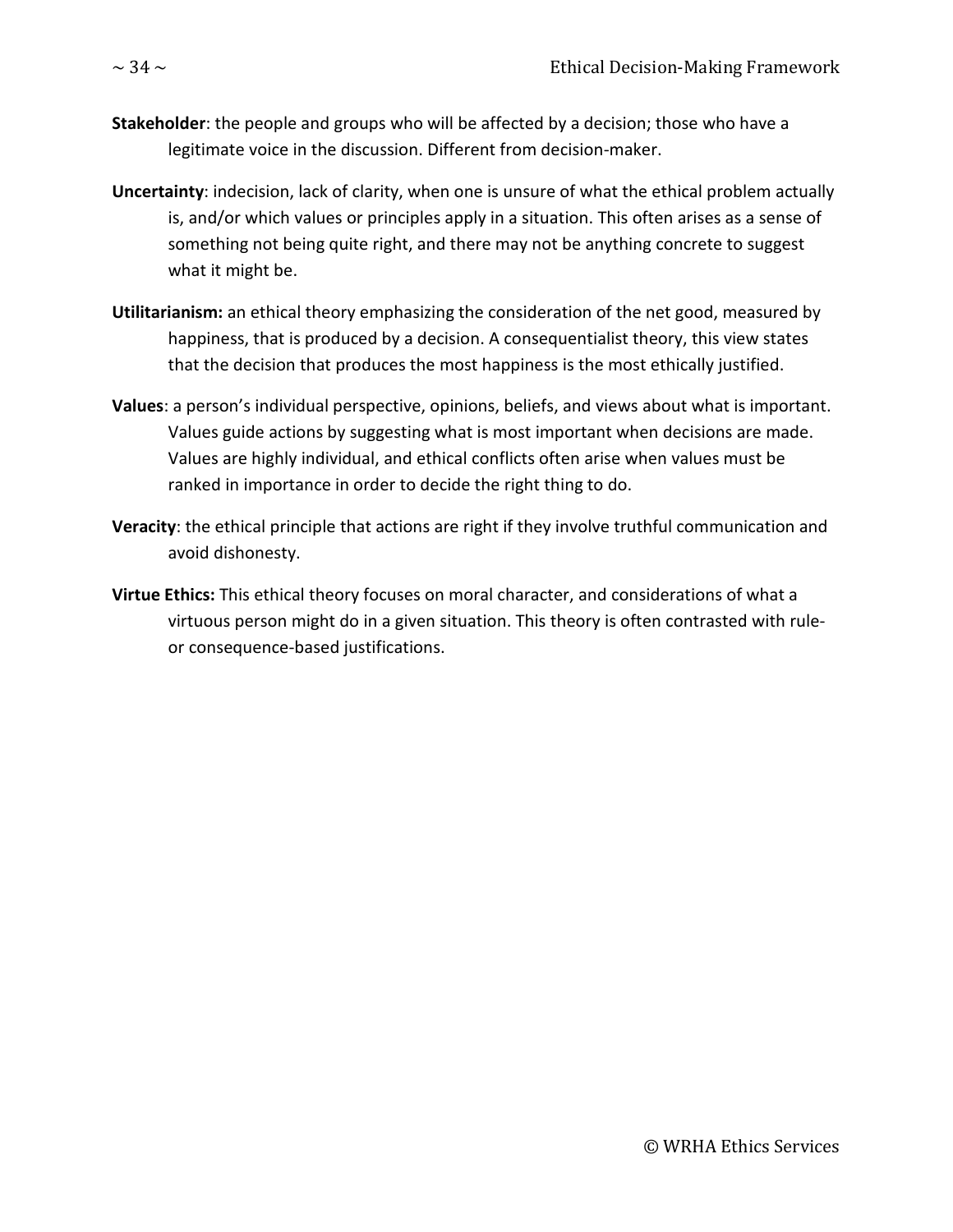**Stakeholder**: the people and groups who will be affected by a decision; those who have a legitimate voice in the discussion. Different from decision-maker.

**Uncertainty**: indecision, lack of clarity, when one is unsure of what the ethical problem actually is, and/or which values or principles apply in a situation. This often arises as a sense of something not being quite right, and there may not be anything concrete to suggest what it might be.

**Utilitarianism:** an ethical theory emphasizing the consideration of the net good, measured by happiness, that is produced by a decision. A consequentialist theory, this view states that the decision that produces the most happiness is the most ethically justified.

**Values**: a person's individual perspective, opinions, beliefs, and views about what is important. Values guide actions by suggesting what is most important when decisions are made. Values are highly individual, and ethical conflicts often arise when values must be ranked in importance in order to decide the right thing to do.

**Veracity**: the ethical principle that actions are right if they involve truthful communication and avoid dishonesty.

**Virtue Ethics:** This ethical theory focuses on moral character, and considerations of what a virtuous person might do in a given situation. This theory is often contrasted with rule- or consequence-based justifications.

© WRHA Ethics Services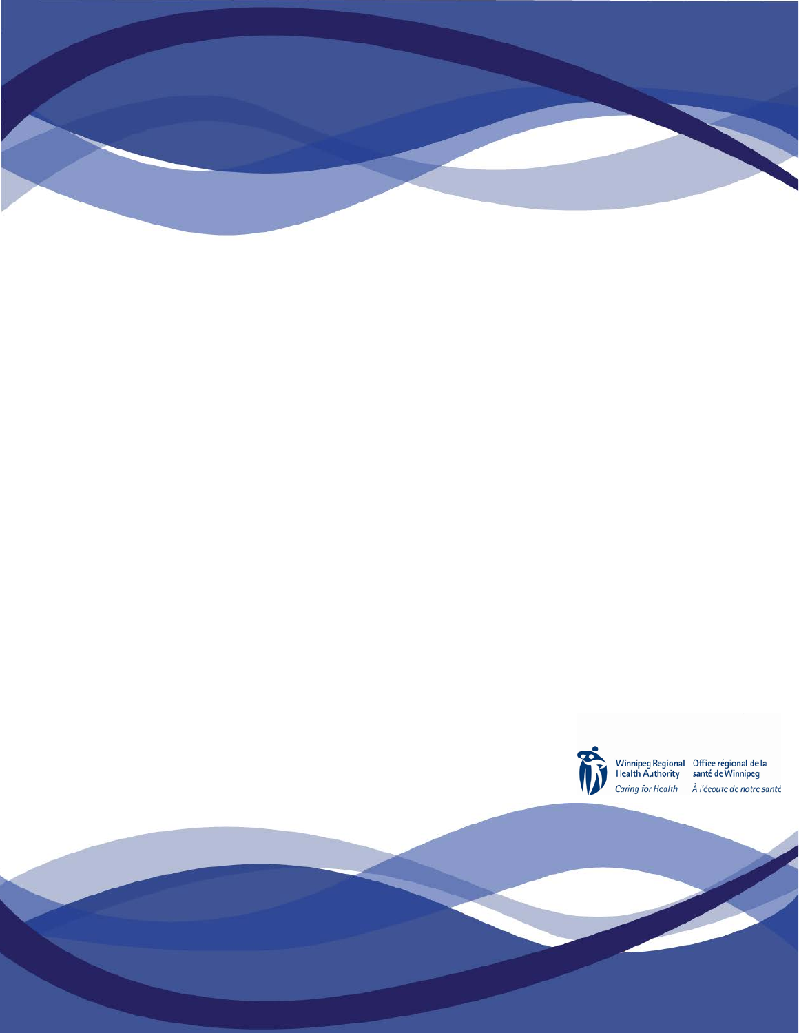Winnipeg Regional Health Authority
*Caring for Health*

Office régional de la santé de Winnipeg
*À l'écoute de notre santé*